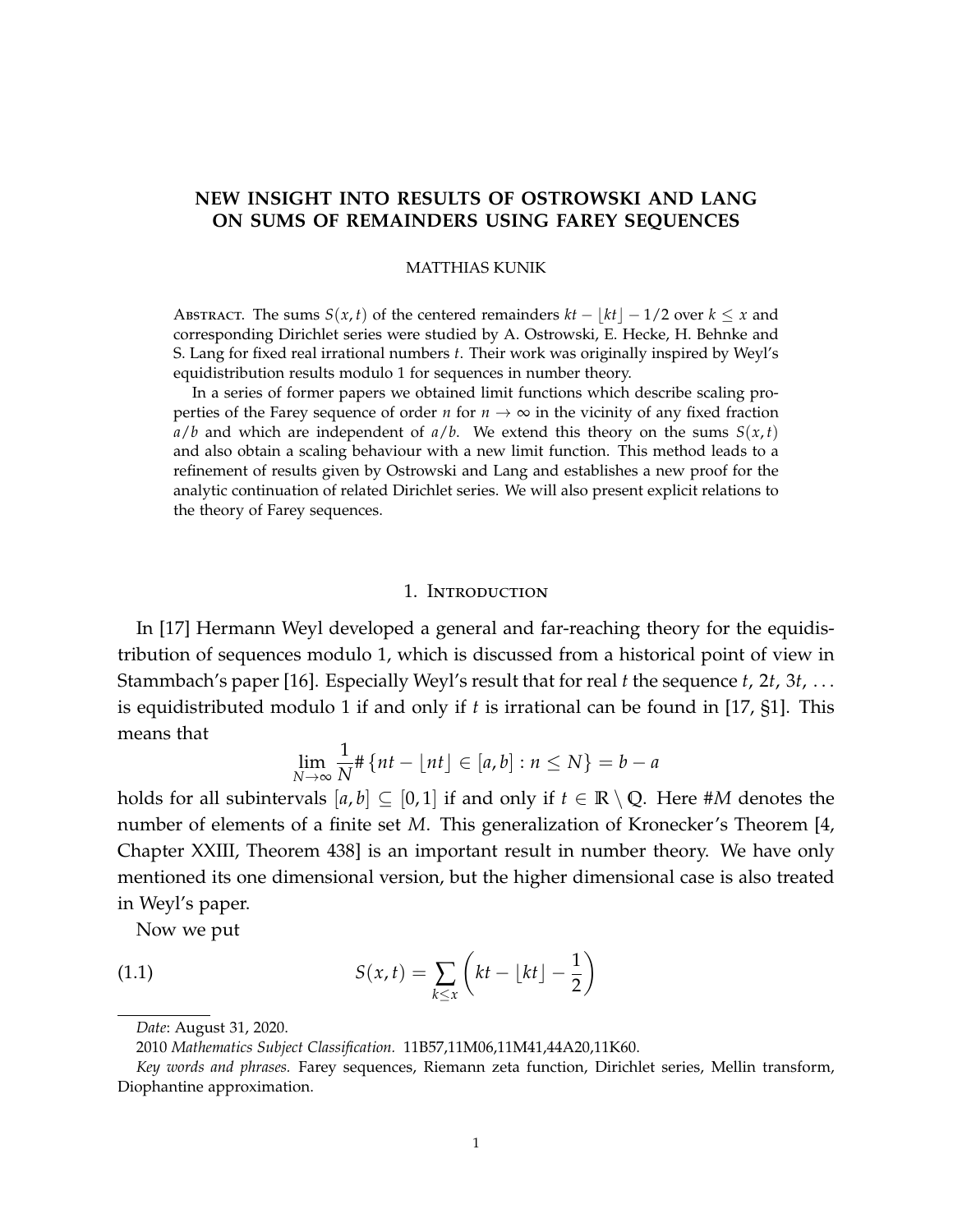# NEW INSIGHT INTO RESULTS OF OSTROWSKI AND LANG ON SUMS OF REMAINDERS USING FAREY SEQUENCES

MATTHIAS KUNIK

Abstract. The sums $S(x,t)$ of the centered remainders $kt - \lfloor kt \rfloor - 1/2$ over $k \leq x$ and corresponding Dirichlet series were studied by A. Ostrowski, E. Hecke, H. Behnke and S. Lang for fixed real irrational numbers $t$. Their work was originally inspired by Weyl's equidistribution results modulo 1 for sequences in number theory.

In a series of former papers we obtained limit functions which describe scaling properties of the Farey sequence of order $n$ for $n \to \infty$ in the vicinity of any fixed fraction $a/b$ and which are independent of $a/b$. We extend this theory on the sums $S(x,t)$ and also obtain a scaling behaviour with a new limit function. This method leads to a refinement of results given by Ostrowski and Lang and establishes a new proof for the analytic continuation of related Dirichlet series. We will also present explicit relations to the theory of Farey sequences.

## 1. Introduction

In [17] Hermann Weyl developed a general and far-reaching theory for the equidistribution of sequences modulo 1, which is discussed from a historical point of view in Stammbach's paper [16]. Especially Weyl's result that for real $t$ the sequence $t, 2t, 3t, \ldots$ is equidistributed modulo 1 if and only if $t$ is irrational can be found in [17, §1]. This means that

$$\lim_{N \to \infty} \frac{1}{N} \# \{ nt - \lfloor nt \rfloor \in [a,b] : n \leq N \} = b - a$$

holds for all subintervals $[a,b] \subseteq [0,1]$ if and only if $t \in \mathbb{R} \setminus \mathbb{Q}$. Here $\#M$ denotes the number of elements of a finite set $M$. This generalization of Kronecker's Theorem [4, Chapter XXIII, Theorem 438] is an important result in number theory. We have only mentioned its one dimensional version, but the higher dimensional case is also treated in Weyl's paper.

Now we put

$$S(x,t) = \sum_{k \leq x} \left( kt - \lfloor kt \rfloor - \frac{1}{2} \right) \tag{1.1}$$

---

*Date*: August 31, 2020.

2010 *Mathematics Subject Classification.* 11B57,11M06,11M41,44A20,11K60.

*Key words and phrases.* Farey sequences, Riemann zeta function, Dirichlet series, Mellin transform, Diophantine approximation.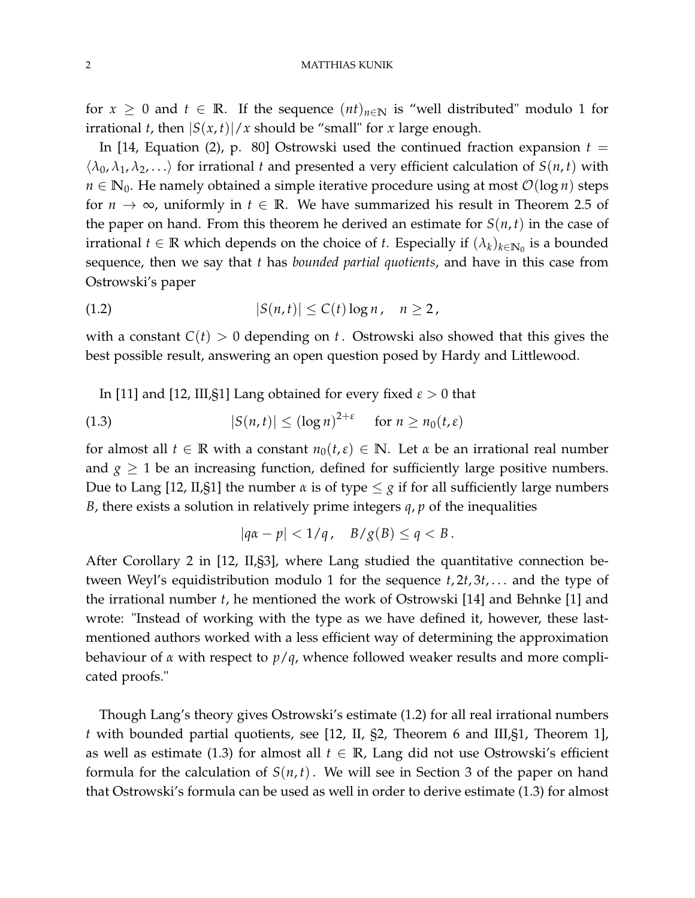for $x \geq 0$ and $t \in \mathbb{R}$. If the sequence $(nt)_{n\in\mathbb{N}}$ is "well distributed" modulo 1 for irrational $t$, then $|S(x,t)|/x$ should be "small" for $x$ large enough.

In [14, Equation (2), p. 80] Ostrowski used the continued fraction expansion $t = \langle \lambda_0, \lambda_1, \lambda_2, \ldots \rangle$ for irrational $t$ and presented a very efficient calculation of $S(n,t)$ with $n \in \mathbb{N}_0$. He namely obtained a simple iterative procedure using at most $\mathcal{O}(\log n)$ steps for $n \to \infty$, uniformly in $t \in \mathbb{R}$. We have summarized his result in Theorem 2.5 of the paper on hand. From this theorem he derived an estimate for $S(n,t)$ in the case of irrational $t \in \mathbb{R}$ which depends on the choice of $t$. Especially if $(\lambda_k)_{k\in\mathbb{N}_0}$ is a bounded sequence, then we say that $t$ has *bounded partial quotients*, and have in this case from Ostrowski's paper

$$|S(n,t)| \leq C(t) \log n \,, \quad n \geq 2 \,, \tag{1.2}$$

with a constant $C(t) > 0$ depending on $t$. Ostrowski also showed that this gives the best possible result, answering an open question posed by Hardy and Littlewood.

In [11] and [12, III,§1] Lang obtained for every fixed $\varepsilon > 0$ that

$$|S(n,t)| \leq (\log n)^{2+\varepsilon} \quad \text{ for } n \geq n_0(t,\varepsilon) \tag{1.3}$$

for almost all $t \in \mathbb{R}$ with a constant $n_0(t,\varepsilon) \in \mathbb{N}$. Let $\alpha$ be an irrational real number and $g \geq 1$ be an increasing function, defined for sufficiently large positive numbers. Due to Lang [12, II,§1] the number $\alpha$ is of type $\leq g$ if for all sufficiently large numbers $B$, there exists a solution in relatively prime integers $q, p$ of the inequalities

$$|q\alpha - p| < 1/q \,, \quad B/g(B) \leq q < B \,.$$

After Corollary 2 in [12, II,§3], where Lang studied the quantitative connection between Weyl's equidistribution modulo 1 for the sequence $t, 2t, 3t, \ldots$ and the type of the irrational number $t$, he mentioned the work of Ostrowski [14] and Behnke [1] and wrote: "Instead of working with the type as we have defined it, however, these last-mentioned authors worked with a less efficient way of determining the approximation behaviour of $\alpha$ with respect to $p/q$, whence followed weaker results and more complicated proofs."

Though Lang's theory gives Ostrowski's estimate (1.2) for all real irrational numbers $t$ with bounded partial quotients, see [12, II, §2, Theorem 6 and III,§1, Theorem 1], as well as estimate (1.3) for almost all $t \in \mathbb{R}$, Lang did not use Ostrowski's efficient formula for the calculation of $S(n,t)$. We will see in Section 3 of the paper on hand that Ostrowski's formula can be used as well in order to derive estimate (1.3) for almost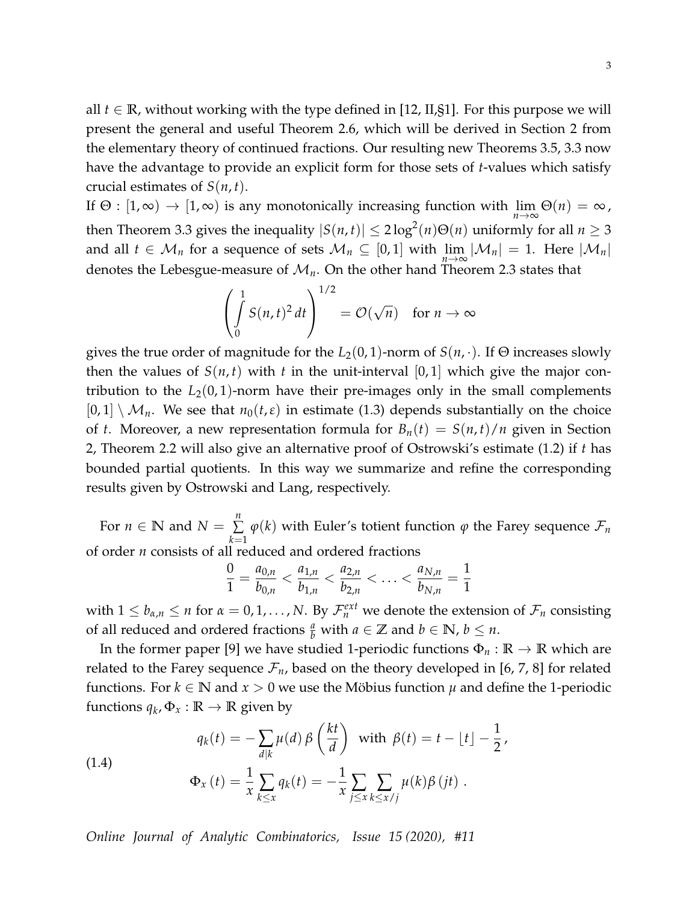all $t \in \mathbb{R}$, without working with the type defined in [12, II,§1]. For this purpose we will present the general and useful Theorem 2.6, which will be derived in Section 2 from the elementary theory of continued fractions. Our resulting new Theorems 3.5, 3.3 now have the advantage to provide an explicit form for those sets of $t$-values which satisfy crucial estimates of $S(n,t)$.

If $\Theta : [1,\infty) \to [1,\infty)$ is any monotonically increasing function with $\lim_{n\to\infty} \Theta(n) = \infty$, then Theorem 3.3 gives the inequality $|S(n,t)| \leq 2\log^2(n)\Theta(n)$ uniformly for all $n \geq 3$ and all $t \in \mathcal{M}_n$ for a sequence of sets $\mathcal{M}_n \subseteq [0,1]$ with $\lim_{n\to\infty} |\mathcal{M}_n| = 1$. Here $|\mathcal{M}_n|$ denotes the Lebesgue-measure of $\mathcal{M}_n$. On the other hand Theorem 2.3 states that

$$\left( \int_0^1 S(n,t)^2 \, dt \right)^{1/2} = \mathcal{O}(\sqrt{n}) \quad \text{for } n \to \infty$$

gives the true order of magnitude for the $L_2(0,1)$-norm of $S(n,\cdot)$. If $\Theta$ increases slowly then the values of $S(n,t)$ with $t$ in the unit-interval $[0,1]$ which give the major contribution to the $L_2(0,1)$-norm have their pre-images only in the small complements $[0,1] \setminus \mathcal{M}_n$. We see that $n_0(t,\varepsilon)$ in estimate (1.3) depends substantially on the choice of $t$. Moreover, a new representation formula for $B_n(t) = S(n,t)/n$ given in Section 2, Theorem 2.2 will also give an alternative proof of Ostrowski's estimate (1.2) if $t$ has bounded partial quotients. In this way we summarize and refine the corresponding results given by Ostrowski and Lang, respectively.

For $n \in \mathbb{N}$ and $N = \sum_{k=1}^{n} \varphi(k)$ with Euler's totient function $\varphi$ the Farey sequence $\mathcal{F}_n$ of order $n$ consists of all reduced and ordered fractions

$$\frac{0}{1} = \frac{a_{0,n}}{b_{0,n}} < \frac{a_{1,n}}{b_{1,n}} < \frac{a_{2,n}}{b_{2,n}} < \ldots < \frac{a_{N,n}}{b_{N,n}} = \frac{1}{1}$$

with $1 \leq b_{\alpha,n} \leq n$ for $\alpha = 0,1,\ldots,N$. By $\mathcal{F}_n^{ext}$ we denote the extension of $\mathcal{F}_n$ consisting of all reduced and ordered fractions $\frac{a}{b}$ with $a \in \mathbb{Z}$ and $b \in \mathbb{N}$, $b \leq n$.

In the former paper [9] we have studied 1-periodic functions $\Phi_n : \mathbb{R} \to \mathbb{R}$ which are related to the Farey sequence $\mathcal{F}_n$, based on the theory developed in [6, 7, 8] for related functions. For $k \in \mathbb{N}$ and $x > 0$ we use the Möbius function $\mu$ and define the 1-periodic functions $q_k, \Phi_x : \mathbb{R} \to \mathbb{R}$ given by

$$\begin{aligned} q_k(t) &= -\sum_{d|k} \mu(d)\, \beta\left(\frac{kt}{d}\right) \quad \text{with } \beta(t) = t - \lfloor t \rfloor - \frac{1}{2}, \\ \Phi_x(t) &= \frac{1}{x} \sum_{k \leq x} q_k(t) = -\frac{1}{x} \sum_{j \leq x} \sum_{k \leq x/j} \mu(k) \beta(jt) . \end{aligned} \tag{1.4}$$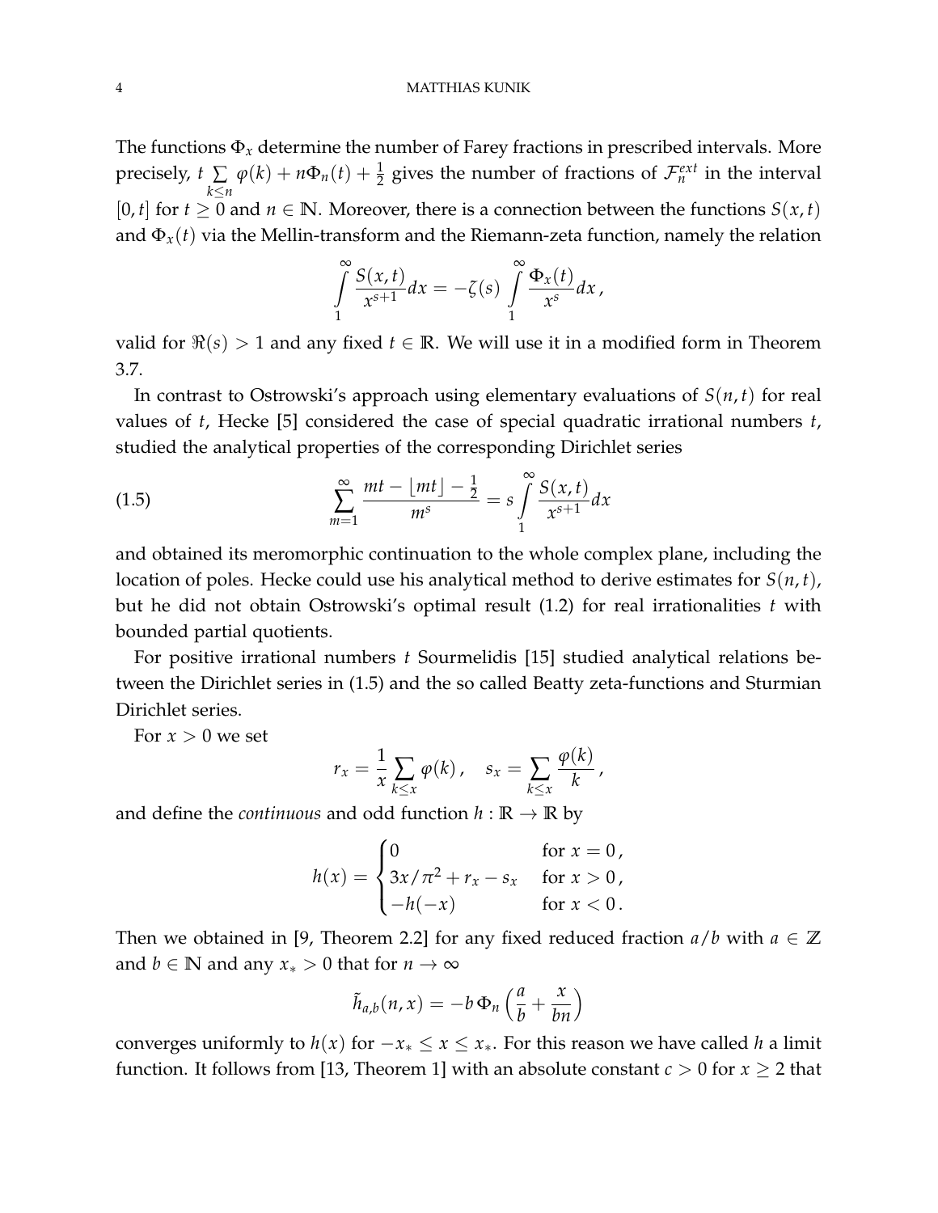The functions $\Phi_x$ determine the number of Farey fractions in prescribed intervals. More precisely, $t \sum_{k\leq n} \varphi(k) + n\Phi_n(t) + \frac{1}{2}$ gives the number of fractions of $\mathcal{F}_n^{ext}$ in the interval $[0, t]$ for $t \geq 0$ and $n \in \mathbb{N}$. Moreover, there is a connection between the functions $S(x, t)$ and $\Phi_x(t)$ via the Mellin-transform and the Riemann-zeta function, namely the relation

$$\int_1^\infty \frac{S(x,t)}{x^{s+1}} dx = -\zeta(s) \int_1^\infty \frac{\Phi_x(t)}{x^s} dx \,,$$

valid for $\Re(s) > 1$ and any fixed $t \in \mathbb{R}$. We will use it in a modified form in Theorem 3.7.

In contrast to Ostrowski's approach using elementary evaluations of $S(n, t)$ for real values of $t$, Hecke [5] considered the case of special quadratic irrational numbers $t$, studied the analytical properties of the corresponding Dirichlet series

$$\sum_{m=1}^\infty \frac{mt - \lfloor mt \rfloor - \frac{1}{2}}{m^s} = s \int_1^\infty \frac{S(x,t)}{x^{s+1}} dx \tag{1.5}$$

and obtained its meromorphic continuation to the whole complex plane, including the location of poles. Hecke could use his analytical method to derive estimates for $S(n, t)$, but he did not obtain Ostrowski's optimal result (1.2) for real irrationalities $t$ with bounded partial quotients.

For positive irrational numbers $t$ Sourmelidis [15] studied analytical relations between the Dirichlet series in (1.5) and the so called Beatty zeta-functions and Sturmian Dirichlet series.

For $x > 0$ we set

$$r_x = \frac{1}{x} \sum_{k\leq x} \varphi(k) \,, \quad s_x = \sum_{k\leq x} \frac{\varphi(k)}{k} \,,$$

and define the *continuous* and odd function $h : \mathbb{R} \to \mathbb{R}$ by

$$h(x) = \begin{cases} 0 & \text{for } x = 0 \,, \\ 3x/\pi^2 + r_x - s_x & \text{for } x > 0 \,, \\ -h(-x) & \text{for } x < 0 \,. \end{cases}$$

Then we obtained in [9, Theorem 2.2] for any fixed reduced fraction $a/b$ with $a \in \mathbb{Z}$ and $b \in \mathbb{N}$ and any $x_* > 0$ that for $n \to \infty$

$$\tilde{h}_{a,b}(n, x) = -b\, \Phi_n \left( \frac{a}{b} + \frac{x}{bn} \right)$$

converges uniformly to $h(x)$ for $-x_* \leq x \leq x_*$. For this reason we have called $h$ a limit function. It follows from [13, Theorem 1] with an absolute constant $c > 0$ for $x \geq 2$ that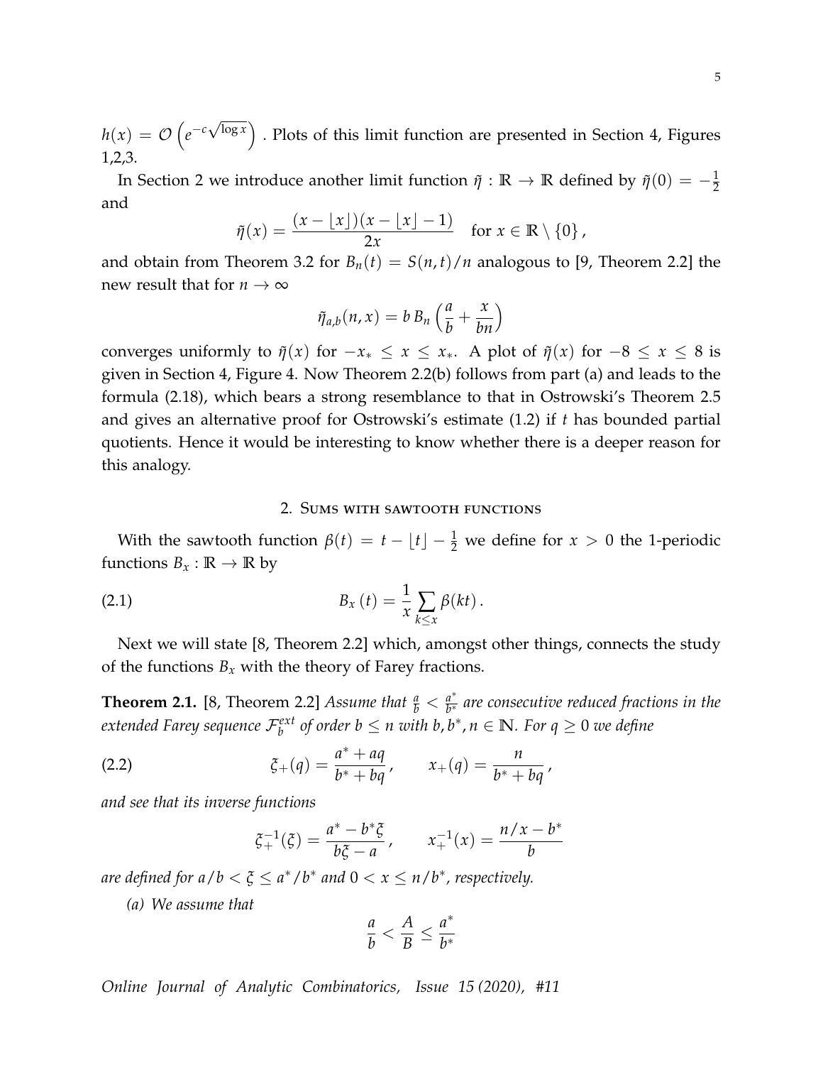$h(x) = \mathcal{O}\left(e^{-c\sqrt{\log x}}\right)$ . Plots of this limit function are presented in Section 4, Figures 1,2,3.

In Section 2 we introduce another limit function $\tilde{\eta} : \mathbb{R} \to \mathbb{R}$ defined by $\tilde{\eta}(0) = -\frac{1}{2}$ and

$$\tilde{\eta}(x) = \frac{(x - \lfloor x \rfloor)(x - \lfloor x \rfloor - 1)}{2x} \quad \text{for } x \in \mathbb{R} \setminus \{0\},$$

and obtain from Theorem 3.2 for $B_n(t) = S(n,t)/n$ analogous to [9, Theorem 2.2] the new result that for $n \to \infty$

$$\tilde{\eta}_{a,b}(n,x) = b\, B_n\left(\frac{a}{b} + \frac{x}{bn}\right)$$

converges uniformly to $\tilde{\eta}(x)$ for $-x_* \leq x \leq x_*$. A plot of $\tilde{\eta}(x)$ for $-8 \leq x \leq 8$ is given in Section 4, Figure 4. Now Theorem 2.2(b) follows from part (a) and leads to the formula (2.18), which bears a strong resemblance to that in Ostrowski's Theorem 2.5 and gives an alternative proof for Ostrowski's estimate (1.2) if $t$ has bounded partial quotients. Hence it would be interesting to know whether there is a deeper reason for this analogy.

## 2. Sums with sawtooth functions

With the sawtooth function $\beta(t) = t - \lfloor t \rfloor - \frac{1}{2}$ we define for $x > 0$ the 1-periodic functions $B_x : \mathbb{R} \to \mathbb{R}$ by

$$B_x(t) = \frac{1}{x} \sum_{k \leq x} \beta(kt). \tag{2.1}$$

Next we will state [8, Theorem 2.2] which, amongst other things, connects the study of the functions $B_x$ with the theory of Farey fractions.

**Theorem 2.1.** [8, Theorem 2.2] *Assume that $\frac{a}{b} < \frac{a^*}{b^*}$ are consecutive reduced fractions in the extended Farey sequence $\mathcal{F}_b^{ext}$ of order $b \leq n$ with $b, b^*, n \in \mathbb{N}$. For $q \geq 0$ we define*

$$\xi_+(q) = \frac{a^* + aq}{b^* + bq}, \qquad x_+(q) = \frac{n}{b^* + bq}, \tag{2.2}$$

*and see that its inverse functions*

$$\xi_+^{-1}(\xi) = \frac{a^* - b^*\xi}{b\xi - a}, \qquad x_+^{-1}(x) = \frac{n/x - b^*}{b}$$

*are defined for $a/b < \xi \leq a^*/b^*$ and $0 < x \leq n/b^*$, respectively.*

*(a) We assume that*

$$\frac{a}{b} < \frac{A}{B} \leq \frac{a^*}{b^*}$$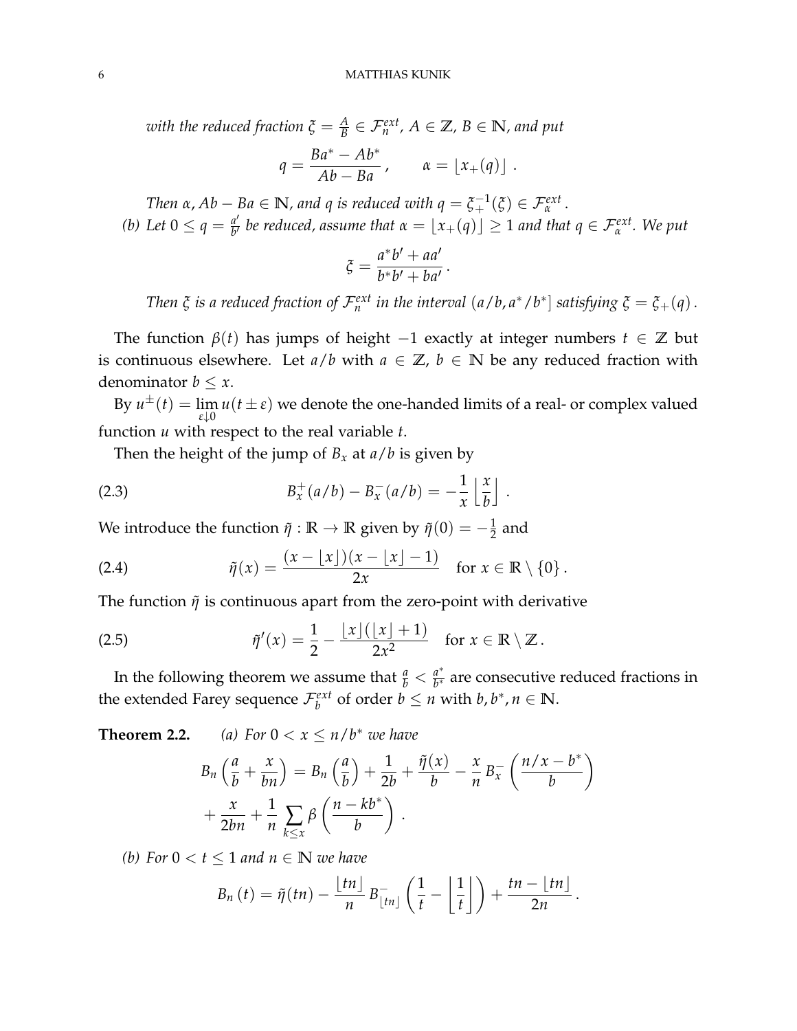*with the reduced fraction $\xi = \frac{A}{B} \in \mathcal{F}_n^{ext}$, $A \in \mathbb{Z}$, $B \in \mathbb{N}$, and put*

$$q = \frac{Ba^* - Ab^*}{Ab - Ba}\,, \qquad \alpha = \lfloor x_+(q) \rfloor \,.$$

*Then $\alpha, Ab - Ba \in \mathbb{N}$, and $q$ is reduced with $q = \xi_+^{-1}(\xi) \in \mathcal{F}_\alpha^{ext}$.*

*(b) Let $0 \leq q = \frac{a'}{b'}$ be reduced, assume that $\alpha = \lfloor x_+(q) \rfloor \geq 1$ and that $q \in \mathcal{F}_\alpha^{ext}$. We put*

$$\xi = \frac{a^* b' + a a'}{b^* b' + b a'}\,.$$

*Then $\xi$ is a reduced fraction of $\mathcal{F}_n^{ext}$ in the interval $(a/b, a^*/b^*]$ satisfying $\xi = \xi_+(q)$.*

The function $\beta(t)$ has jumps of height $-1$ exactly at integer numbers $t \in \mathbb{Z}$ but is continuous elsewhere. Let $a/b$ with $a \in \mathbb{Z}$, $b \in \mathbb{N}$ be any reduced fraction with denominator $b \leq x$.

By $u^{\pm}(t) = \lim_{\varepsilon \downarrow 0} u(t \pm \varepsilon)$ we denote the one-handed limits of a real- or complex valued function $u$ with respect to the real variable $t$.

Then the height of the jump of $B_x$ at $a/b$ is given by

$$B_x^+(a/b) - B_x^-(a/b) = -\frac{1}{x} \left\lfloor \frac{x}{b} \right\rfloor \,. \tag{2.3}$$

We introduce the function $\tilde{\eta} : \mathbb{R} \to \mathbb{R}$ given by $\tilde{\eta}(0) = -\frac{1}{2}$ and

$$\tilde{\eta}(x) = \frac{(x - \lfloor x \rfloor)(x - \lfloor x \rfloor - 1)}{2x} \quad \text{for } x \in \mathbb{R} \setminus \{0\}\,. \tag{2.4}$$

The function $\tilde{\eta}$ is continuous apart from the zero-point with derivative

$$\tilde{\eta}'(x) = \frac{1}{2} - \frac{\lfloor x \rfloor (\lfloor x \rfloor + 1)}{2x^2} \quad \text{for } x \in \mathbb{R} \setminus \mathbb{Z}\,. \tag{2.5}$$

In the following theorem we assume that $\frac{a}{b} < \frac{a^*}{b^*}$ are consecutive reduced fractions in the extended Farey sequence $\mathcal{F}_b^{ext}$ of order $b \leq n$ with $b, b^*, n \in \mathbb{N}$.

**Theorem 2.2.** *(a) For $0 < x \leq n/b^*$ we have*

$$B_n\left(\frac{a}{b} + \frac{x}{bn}\right) = B_n\left(\frac{a}{b}\right) + \frac{1}{2b} + \frac{\tilde{\eta}(x)}{b} - \frac{x}{n}\, B_x^-\left(\frac{n/x - b^*}{b}\right)$$
$$+ \frac{x}{2bn} + \frac{1}{n} \sum_{k \leq x} \beta\left(\frac{n - kb^*}{b}\right)\,.$$

*(b) For $0 < t \leq 1$ and $n \in \mathbb{N}$ we have*

$$B_n(t) = \tilde{\eta}(tn) - \frac{\lfloor tn \rfloor}{n}\, B_{\lfloor tn \rfloor}^-\left(\frac{1}{t} - \left\lfloor \frac{1}{t} \right\rfloor\right) + \frac{tn - \lfloor tn \rfloor}{2n}\,.$$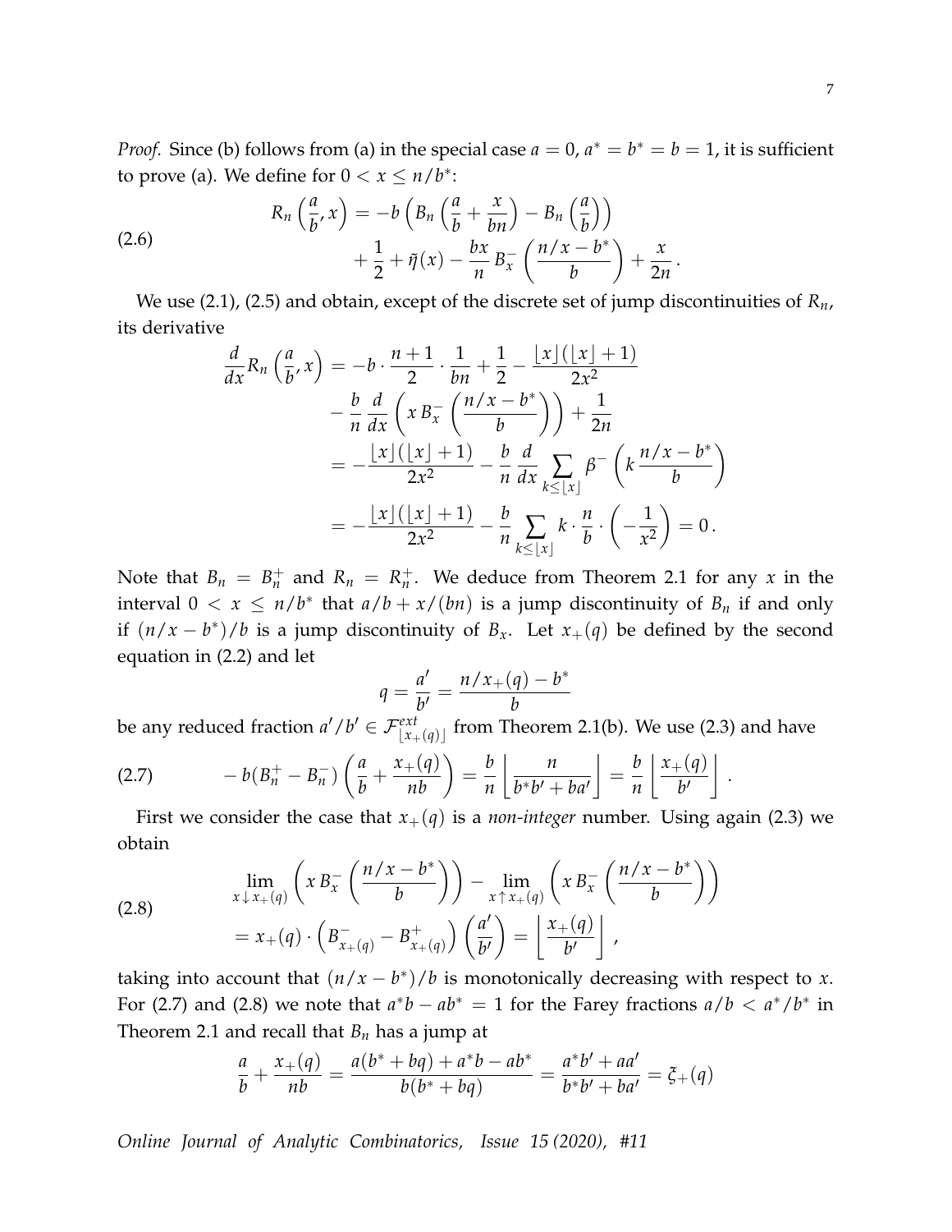*Proof.* Since (b) follows from (a) in the special case $a = 0$, $a^* = b^* = b = 1$, it is sufficient to prove (a). We define for $0 < x \leq n/b^*$:

$$
R_n\left(\frac{a}{b'}, x\right) = -b\left(B_n\left(\frac{a}{b} + \frac{x}{bn}\right) - B_n\left(\frac{a}{b}\right)\right) + \frac{1}{2} + \tilde{\eta}(x) - \frac{bx}{n} B_x^-\left(\frac{n/x - b^*}{b}\right) + \frac{x}{2n}. \tag{2.6}
$$

We use (2.1), (2.5) and obtain, except of the discrete set of jump discontinuities of $R_n$, its derivative

$$
\begin{aligned}
\frac{d}{dx} R_n\left(\frac{a}{b'}, x\right) &= -b \cdot \frac{n+1}{2} \cdot \frac{1}{bn} + \frac{1}{2} - \frac{\lfloor x \rfloor (\lfloor x \rfloor + 1)}{2x^2} \\
&\quad - \frac{b}{n} \frac{d}{dx}\left(x\, B_x^-\left(\frac{n/x - b^*}{b}\right)\right) + \frac{1}{2n} \\
&= -\frac{\lfloor x \rfloor (\lfloor x \rfloor + 1)}{2x^2} - \frac{b}{n} \frac{d}{dx} \sum_{k \leq \lfloor x \rfloor} \beta^-\left(k\, \frac{n/x - b^*}{b}\right) \\
&= -\frac{\lfloor x \rfloor (\lfloor x \rfloor + 1)}{2x^2} - \frac{b}{n} \sum_{k \leq \lfloor x \rfloor} k \cdot \frac{n}{b} \cdot \left(-\frac{1}{x^2}\right) = 0.
\end{aligned}
$$

Note that $B_n = B_n^+$ and $R_n = R_n^+$. We deduce from Theorem 2.1 for any $x$ in the interval $0 < x \leq n/b^*$ that $a/b + x/(bn)$ is a jump discontinuity of $B_n$ if and only if $(n/x - b^*)/b$ is a jump discontinuity of $B_x$. Let $x_+(q)$ be defined by the second equation in (2.2) and let

$$
q = \frac{a'}{b'} = \frac{n/x_+(q) - b^*}{b}
$$

be any reduced fraction $a'/b' \in \mathcal{F}^{ext}_{\lfloor x_+(q) \rfloor}$ from Theorem 2.1(b). We use (2.3) and have

$$
-b(B_n^+ - B_n^-)\left(\frac{a}{b} + \frac{x_+(q)}{nb}\right) = \frac{b}{n}\left\lfloor \frac{n}{b^* b' + b a'} \right\rfloor = \frac{b}{n}\left\lfloor \frac{x_+(q)}{b'} \right\rfloor. \tag{2.7}
$$

First we consider the case that $x_+(q)$ is a *non-integer* number. Using again (2.3) we obtain

$$
\begin{aligned}
&\lim_{x \downarrow x_+(q)} \left(x\, B_x^-\left(\frac{n/x - b^*}{b}\right)\right) - \lim_{x \uparrow x_+(q)} \left(x\, B_x^-\left(\frac{n/x - b^*}{b}\right)\right) \\
&= x_+(q) \cdot \left(B^-_{x_+(q)} - B^+_{x_+(q)}\right)\left(\frac{a'}{b'}\right) = \left\lfloor \frac{x_+(q)}{b'} \right\rfloor,
\end{aligned} \tag{2.8}
$$

taking into account that $(n/x - b^*)/b$ is monotonically decreasing with respect to $x$. For (2.7) and (2.8) we note that $a^*b - ab^* = 1$ for the Farey fractions $a/b < a^*/b^*$ in Theorem 2.1 and recall that $B_n$ has a jump at

$$
\frac{a}{b} + \frac{x_+(q)}{nb} = \frac{a(b^* + bq) + a^*b - ab^*}{b(b^* + bq)} = \frac{a^*b' + aa'}{b^*b' + ba'} = \xi_+(q)
$$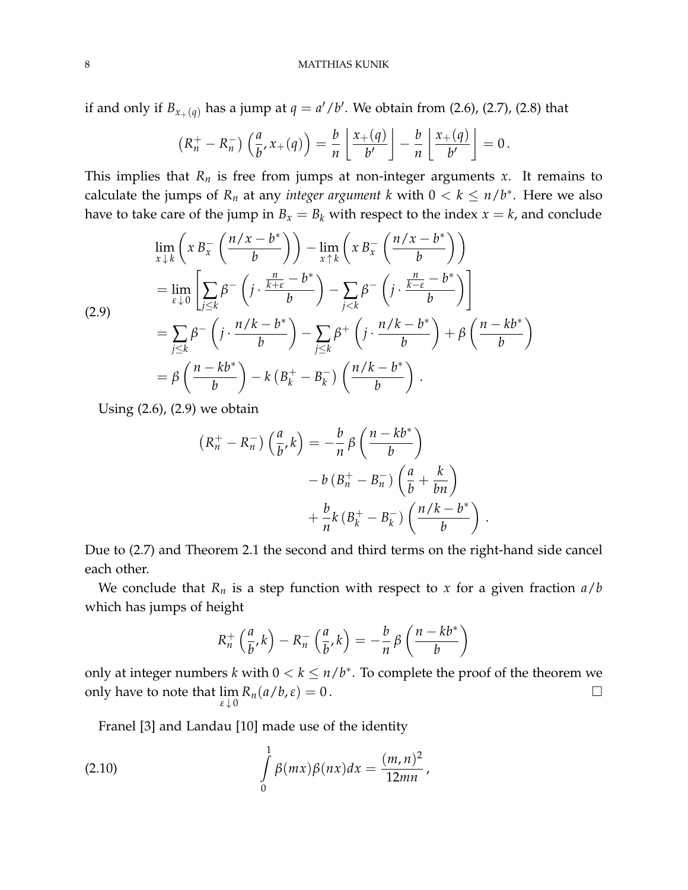if and only if $B_{x_+(q)}$ has a jump at $q = a'/b'$. We obtain from (2.6), (2.7), (2.8) that

$$\left(R_n^+ - R_n^-\right)\left(\frac{a}{b}, x_+(q)\right) = \frac{b}{n}\left\lfloor \frac{x_+(q)}{b'} \right\rfloor - \frac{b}{n}\left\lfloor \frac{x_+(q)}{b'} \right\rfloor = 0\,.$$

This implies that $R_n$ is free from jumps at non-integer arguments $x$. It remains to calculate the jumps of $R_n$ at any *integer argument* $k$ with $0 < k \leq n/b^*$. Here we also have to take care of the jump in $B_x = B_k$ with respect to the index $x = k$, and conclude

$$\begin{aligned}
&\lim_{x \downarrow k}\left(x\, B_x^-\left(\frac{n/x - b^*}{b}\right)\right) - \lim_{x \uparrow k}\left(x\, B_x^-\left(\frac{n/x - b^*}{b}\right)\right) \\
&= \lim_{\varepsilon \downarrow 0}\left[\sum_{j \leq k} \beta^-\left(j \cdot \frac{\frac{n}{k+\varepsilon} - b^*}{b}\right) - \sum_{j < k} \beta^-\left(j \cdot \frac{\frac{n}{k-\varepsilon} - b^*}{b}\right)\right] \\
&= \sum_{j \leq k} \beta^-\left(j \cdot \frac{n/k - b^*}{b}\right) - \sum_{j \leq k} \beta^+\left(j \cdot \frac{n/k - b^*}{b}\right) + \beta\left(\frac{n - kb^*}{b}\right) \\
&= \beta\left(\frac{n - kb^*}{b}\right) - k\left(B_k^+ - B_k^-\right)\left(\frac{n/k - b^*}{b}\right).
\end{aligned} \tag{2.9}$$

Using (2.6), (2.9) we obtain

$$\begin{aligned}
\left(R_n^+ - R_n^-\right)\left(\frac{a}{b}, k\right) &= -\frac{b}{n}\,\beta\left(\frac{n - kb^*}{b}\right) \\
&\quad - b\left(B_n^+ - B_n^-\right)\left(\frac{a}{b} + \frac{k}{bn}\right) \\
&\quad + \frac{b}{n} k\left(B_k^+ - B_k^-\right)\left(\frac{n/k - b^*}{b}\right).
\end{aligned}$$

Due to (2.7) and Theorem 2.1 the second and third terms on the right-hand side cancel each other.

We conclude that $R_n$ is a step function with respect to $x$ for a given fraction $a/b$ which has jumps of height

$$R_n^+\left(\frac{a}{b}, k\right) - R_n^-\left(\frac{a}{b}, k\right) = -\frac{b}{n}\,\beta\left(\frac{n - kb^*}{b}\right)$$

only at integer numbers $k$ with $0 < k \leq n/b^*$. To complete the proof of the theorem we only have to note that $\lim\limits_{\varepsilon \downarrow 0} R_n(a/b, \varepsilon) = 0$. $\square$

Franel [3] and Landau [10] made use of the identity

$$\int_0^1 \beta(mx)\beta(nx)dx = \frac{(m,n)^2}{12mn}\,, \tag{2.10}$$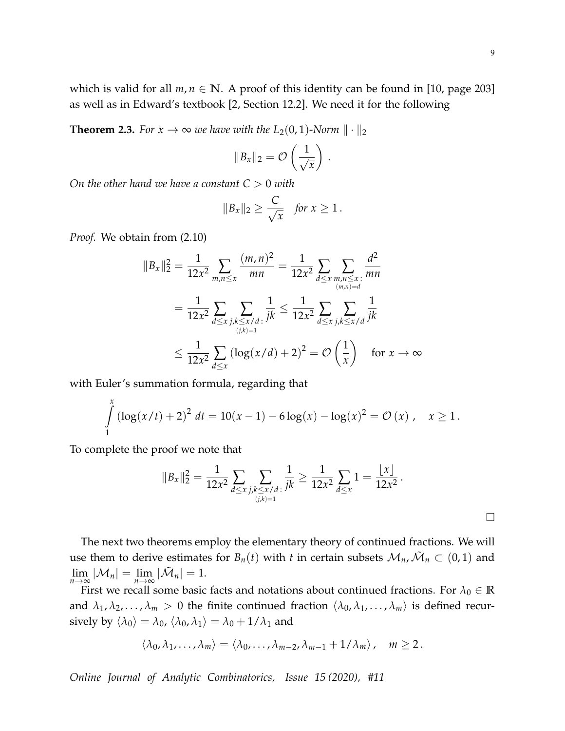which is valid for all $m, n \in \mathbb{N}$. A proof of this identity can be found in [10, page 203] as well as in Edward's textbook [2, Section 12.2]. We need it for the following

**Theorem 2.3.** *For $x \to \infty$ we have with the $L_2(0,1)$-Norm $\|\cdot\|_2$*

$$\|B_x\|_2 = \mathcal{O}\left(\frac{1}{\sqrt{x}}\right).$$

*On the other hand we have a constant $C > 0$ with*

$$\|B_x\|_2 \geq \frac{C}{\sqrt{x}} \quad \text{for } x \geq 1 .$$

*Proof.* We obtain from (2.10)

$$\begin{aligned}
\|B_x\|_2^2 &= \frac{1}{12x^2} \sum_{m,n \leq x} \frac{(m,n)^2}{mn} = \frac{1}{12x^2} \sum_{d \leq x} \sum_{\substack{m,n \leq x : \\ (m,n)=d}} \frac{d^2}{mn} \\
&= \frac{1}{12x^2} \sum_{d \leq x} \sum_{\substack{j,k \leq x/d : \\ (j,k)=1}} \frac{1}{jk} \leq \frac{1}{12x^2} \sum_{d \leq x} \sum_{j,k \leq x/d} \frac{1}{jk} \\
&\leq \frac{1}{12x^2} \sum_{d \leq x} \left(\log(x/d) + 2\right)^2 = \mathcal{O}\left(\frac{1}{x}\right) \quad \text{for } x \to \infty
\end{aligned}$$

with Euler's summation formula, regarding that

$$\int_1^x \left(\log(x/t) + 2\right)^2 dt = 10(x-1) - 6\log(x) - \log(x)^2 = \mathcal{O}(x), \quad x \geq 1 .$$

To complete the proof we note that

$$\|B_x\|_2^2 = \frac{1}{12x^2} \sum_{d \leq x} \sum_{\substack{j,k \leq x/d : \\ (j,k)=1}} \frac{1}{jk} \geq \frac{1}{12x^2} \sum_{d \leq x} 1 = \frac{\lfloor x \rfloor}{12x^2} .$$

□

The next two theorems employ the elementary theory of continued fractions. We will use them to derive estimates for $B_n(t)$ with $t$ in certain subsets $\mathcal{M}_n, \tilde{\mathcal{M}}_n \subset (0,1)$ and $\lim_{n\to\infty} |\mathcal{M}_n| = \lim_{n\to\infty} |\tilde{\mathcal{M}}_n| = 1$.

First we recall some basic facts and notations about continued fractions. For $\lambda_0 \in \mathbb{R}$ and $\lambda_1, \lambda_2, \ldots, \lambda_m > 0$ the finite continued fraction $\langle \lambda_0, \lambda_1, \ldots, \lambda_m \rangle$ is defined recursively by $\langle \lambda_0 \rangle = \lambda_0$, $\langle \lambda_0, \lambda_1 \rangle = \lambda_0 + 1/\lambda_1$ and

$$\langle \lambda_0, \lambda_1, \ldots, \lambda_m \rangle = \langle \lambda_0, \ldots, \lambda_{m-2}, \lambda_{m-1} + 1/\lambda_m \rangle, \quad m \geq 2 .$$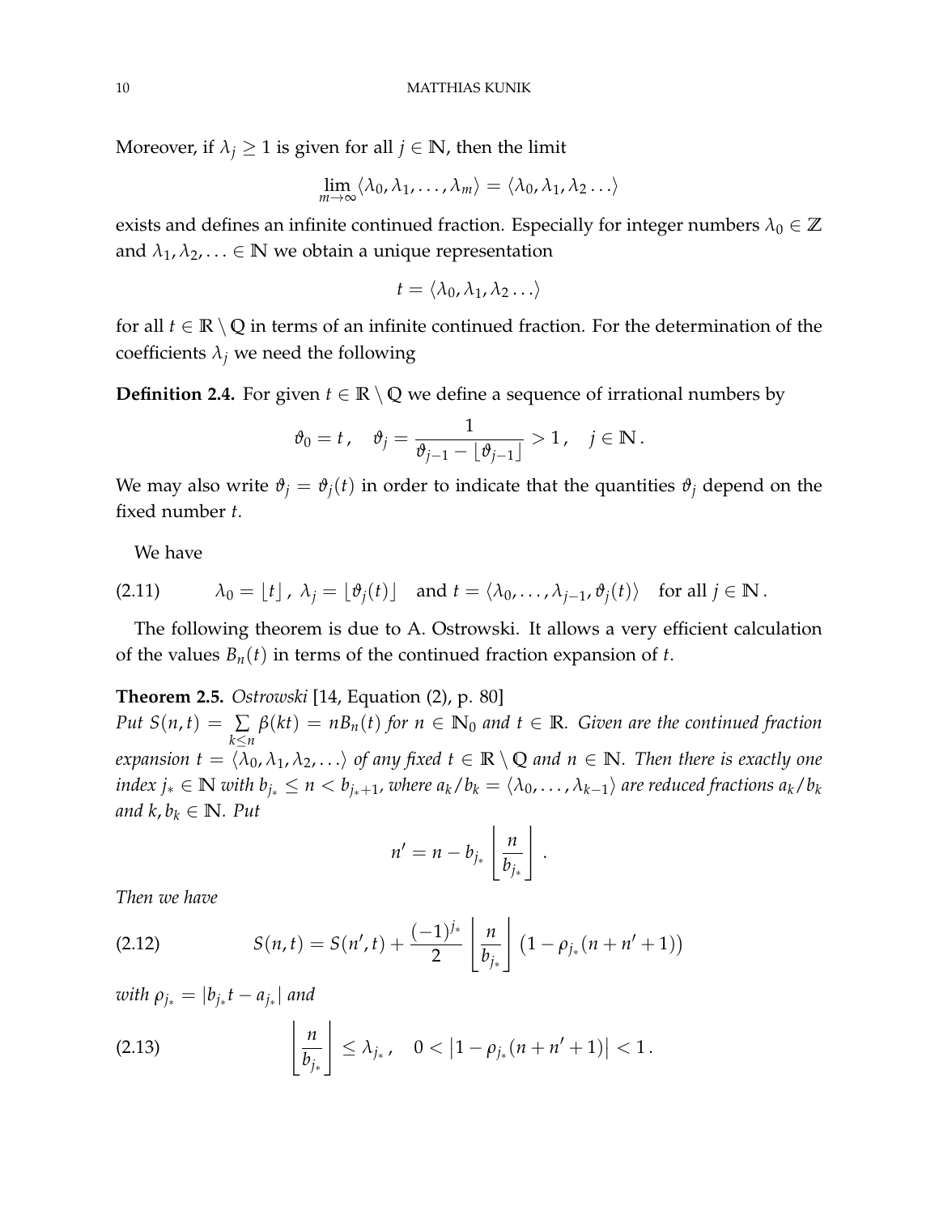Moreover, if $\lambda_j \geq 1$ is given for all $j \in \mathbb{N}$, then the limit

$$\lim_{m\to\infty} \langle \lambda_0, \lambda_1, \ldots, \lambda_m \rangle = \langle \lambda_0, \lambda_1, \lambda_2 \ldots \rangle$$

exists and defines an infinite continued fraction. Especially for integer numbers $\lambda_0 \in \mathbb{Z}$ and $\lambda_1, \lambda_2, \ldots \in \mathbb{N}$ we obtain a unique representation

$$t = \langle \lambda_0, \lambda_1, \lambda_2 \ldots \rangle$$

for all $t \in \mathbb{R} \setminus \mathbb{Q}$ in terms of an infinite continued fraction. For the determination of the coefficients $\lambda_j$ we need the following

**Definition 2.4.** For given $t \in \mathbb{R} \setminus \mathbb{Q}$ we define a sequence of irrational numbers by

$$\vartheta_0 = t\,, \quad \vartheta_j = \frac{1}{\vartheta_{j-1} - \lfloor \vartheta_{j-1} \rfloor} > 1\,, \quad j \in \mathbb{N}\,.$$

We may also write $\vartheta_j = \vartheta_j(t)$ in order to indicate that the quantities $\vartheta_j$ depend on the fixed number $t$.

We have

$$\lambda_0 = \lfloor t \rfloor\,,\ \lambda_j = \lfloor \vartheta_j(t) \rfloor \quad \text{and } t = \langle \lambda_0, \ldots, \lambda_{j-1}, \vartheta_j(t) \rangle \quad \text{for all } j \in \mathbb{N}\,. \tag{2.11}$$

The following theorem is due to A. Ostrowski. It allows a very efficient calculation of the values $B_n(t)$ in terms of the continued fraction expansion of $t$.

**Theorem 2.5.** *Ostrowski* [14, Equation (2), p. 80]
*Put $S(n,t) = \sum\limits_{k \leq n} \beta(kt) = nB_n(t)$ for $n \in \mathbb{N}_0$ and $t \in \mathbb{R}$. Given are the continued fraction expansion $t = \langle \lambda_0, \lambda_1, \lambda_2, \ldots \rangle$ of any fixed $t \in \mathbb{R} \setminus \mathbb{Q}$ and $n \in \mathbb{N}$. Then there is exactly one index $j_* \in \mathbb{N}$ with $b_{j_*} \leq n < b_{j_*+1}$, where $a_k/b_k = \langle \lambda_0, \ldots, \lambda_{k-1} \rangle$ are reduced fractions $a_k/b_k$ and $k, b_k \in \mathbb{N}$. Put*

$$n' = n - b_{j_*} \left\lfloor \frac{n}{b_{j_*}} \right\rfloor\,.$$

*Then we have*

$$S(n,t) = S(n',t) + \frac{(-1)^{j_*}}{2} \left\lfloor \frac{n}{b_{j_*}} \right\rfloor \left(1 - \rho_{j_*}(n + n' + 1)\right) \tag{2.12}$$

*with $\rho_{j_*} = |b_{j_*} t - a_{j_*}|$ and*

$$\left\lfloor \frac{n}{b_{j_*}} \right\rfloor \leq \lambda_{j_*}\,, \quad 0 < \left|1 - \rho_{j_*}(n + n' + 1)\right| < 1\,. \tag{2.13}$$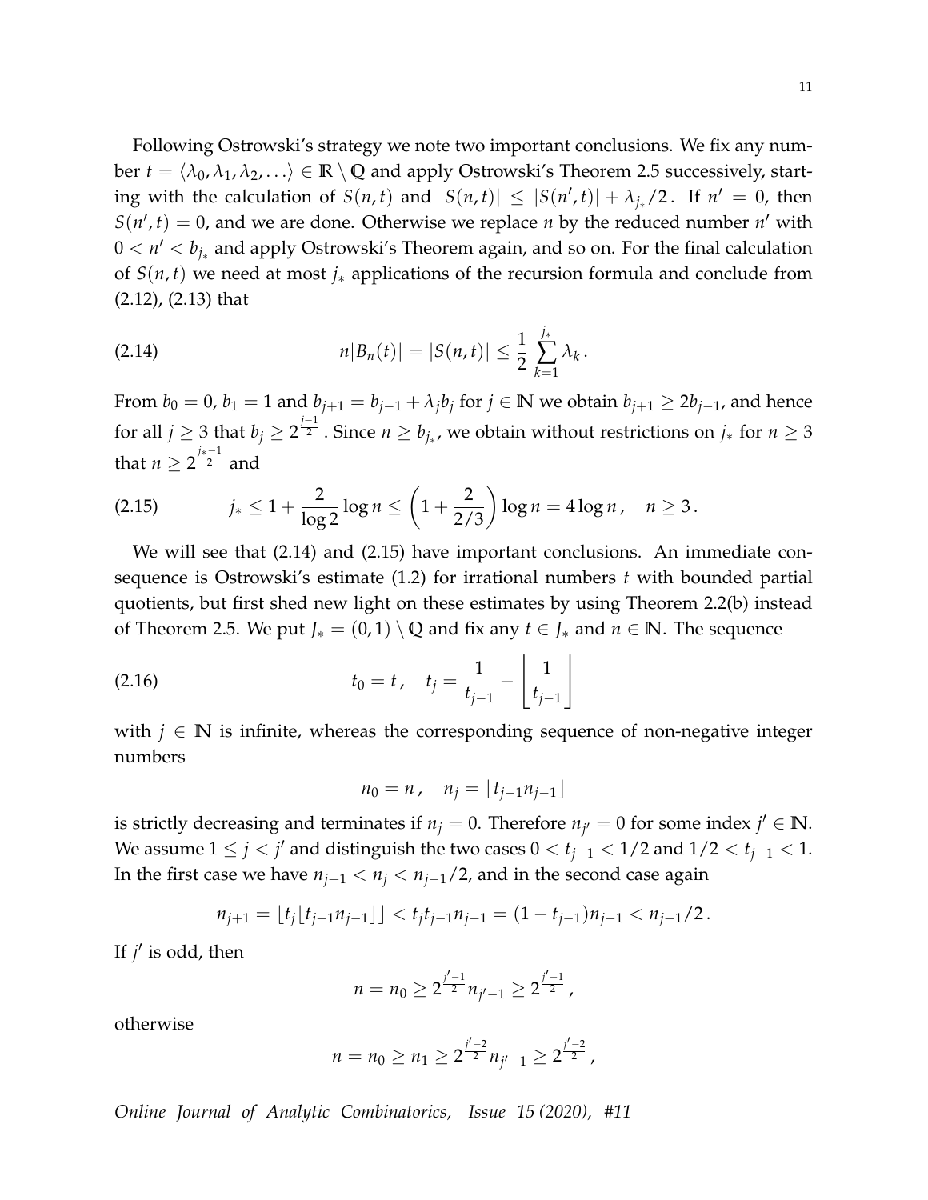Following Ostrowski's strategy we note two important conclusions. We fix any number $t = \langle \lambda_0, \lambda_1, \lambda_2, \ldots \rangle \in \mathbb{R} \setminus \mathbb{Q}$ and apply Ostrowski's Theorem 2.5 successively, starting with the calculation of $S(n,t)$ and $|S(n,t)| \leq |S(n',t)| + \lambda_{j_*}/2$. If $n' = 0$, then $S(n',t) = 0$, and we are done. Otherwise we replace $n$ by the reduced number $n'$ with $0 < n' < b_{j_*}$ and apply Ostrowski's Theorem again, and so on. For the final calculation of $S(n,t)$ we need at most $j_*$ applications of the recursion formula and conclude from (2.12), (2.13) that

$$
n|B_n(t)| = |S(n,t)| \leq \frac{1}{2} \sum_{k=1}^{j_*} \lambda_k \,. \tag{2.14}
$$

From $b_0 = 0$, $b_1 = 1$ and $b_{j+1} = b_{j-1} + \lambda_j b_j$ for $j \in \mathbb{N}$ we obtain $b_{j+1} \geq 2b_{j-1}$, and hence for all $j \geq 3$ that $b_j \geq 2^{\frac{j-1}{2}}$. Since $n \geq b_{j_*}$, we obtain without restrictions on $j_*$ for $n \geq 3$ that $n \geq 2^{\frac{j_*-1}{2}}$ and

$$
j_* \leq 1 + \frac{2}{\log 2} \log n \leq \left(1 + \frac{2}{2/3}\right) \log n = 4 \log n \,, \quad n \geq 3 \,. \tag{2.15}
$$

We will see that (2.14) and (2.15) have important conclusions. An immediate consequence is Ostrowski's estimate (1.2) for irrational numbers $t$ with bounded partial quotients, but first shed new light on these estimates by using Theorem 2.2(b) instead of Theorem 2.5. We put $J_* = (0,1) \setminus \mathbb{Q}$ and fix any $t \in J_*$ and $n \in \mathbb{N}$. The sequence

$$
t_0 = t \,, \quad t_j = \frac{1}{t_{j-1}} - \left\lfloor \frac{1}{t_{j-1}} \right\rfloor \tag{2.16}
$$

with $j \in \mathbb{N}$ is infinite, whereas the corresponding sequence of non-negative integer numbers

$$
n_0 = n \,, \quad n_j = \lfloor t_{j-1} n_{j-1} \rfloor
$$

is strictly decreasing and terminates if $n_j = 0$. Therefore $n_{j'} = 0$ for some index $j' \in \mathbb{N}$. We assume $1 \leq j < j'$ and distinguish the two cases $0 < t_{j-1} < 1/2$ and $1/2 < t_{j-1} < 1$. In the first case we have $n_{j+1} < n_j < n_{j-1}/2$, and in the second case again

$$
n_{j+1} = \lfloor t_j \lfloor t_{j-1} n_{j-1} \rfloor \rfloor < t_j t_{j-1} n_{j-1} = (1 - t_{j-1}) n_{j-1} < n_{j-1}/2 \,.
$$

If $j'$ is odd, then

$$
n = n_0 \geq 2^{\frac{j'-1}{2}} n_{j'-1} \geq 2^{\frac{j'-1}{2}} \,,
$$

otherwise

$$
n = n_0 \geq n_1 \geq 2^{\frac{j'-2}{2}} n_{j'-1} \geq 2^{\frac{j'-2}{2}} \,,
$$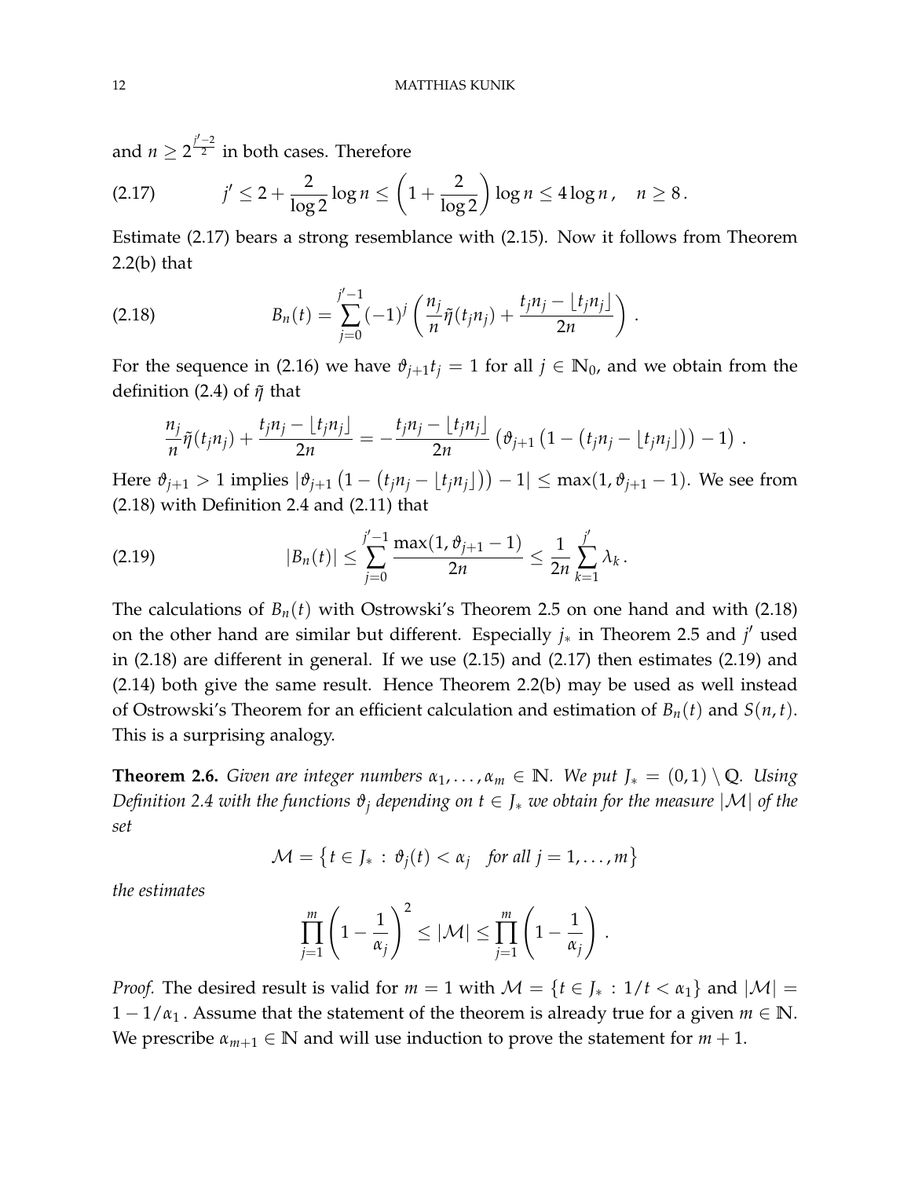and $n \geq 2^{\frac{j'-2}{2}}$ in both cases. Therefore

$$j' \leq 2 + \frac{2}{\log 2} \log n \leq \left(1 + \frac{2}{\log 2}\right) \log n \leq 4 \log n \,, \quad n \geq 8 \,. \tag{2.17}$$

Estimate (2.17) bears a strong resemblance with (2.15). Now it follows from Theorem 2.2(b) that

$$B_n(t) = \sum_{j=0}^{j'-1} (-1)^j \left( \frac{n_j}{n} \tilde{\eta}(t_j n_j) + \frac{t_j n_j - \lfloor t_j n_j \rfloor}{2n} \right) . \tag{2.18}$$

For the sequence in (2.16) we have $\vartheta_{j+1} t_j = 1$ for all $j \in \mathbb{N}_0$, and we obtain from the definition (2.4) of $\tilde{\eta}$ that

$$\frac{n_j}{n} \tilde{\eta}(t_j n_j) + \frac{t_j n_j - \lfloor t_j n_j \rfloor}{2n} = -\frac{t_j n_j - \lfloor t_j n_j \rfloor}{2n} \left( \vartheta_{j+1} \left(1 - \left(t_j n_j - \lfloor t_j n_j \rfloor\right)\right) - 1\right) .$$

Here $\vartheta_{j+1} > 1$ implies $|\vartheta_{j+1} \left(1 - \left(t_j n_j - \lfloor t_j n_j \rfloor\right)\right) - 1| \leq \max(1, \vartheta_{j+1} - 1)$. We see from (2.18) with Definition 2.4 and (2.11) that

$$|B_n(t)| \leq \sum_{j=0}^{j'-1} \frac{\max(1, \vartheta_{j+1} - 1)}{2n} \leq \frac{1}{2n} \sum_{k=1}^{j'} \lambda_k \,. \tag{2.19}$$

The calculations of $B_n(t)$ with Ostrowski's Theorem 2.5 on one hand and with (2.18) on the other hand are similar but different. Especially $j_*$ in Theorem 2.5 and $j'$ used in (2.18) are different in general. If we use (2.15) and (2.17) then estimates (2.19) and (2.14) both give the same result. Hence Theorem 2.2(b) may be used as well instead of Ostrowski's Theorem for an efficient calculation and estimation of $B_n(t)$ and $S(n,t)$. This is a surprising analogy.

**Theorem 2.6.** *Given are integer numbers $\alpha_1, \ldots, \alpha_m \in \mathbb{N}$. We put $J_* = (0,1) \setminus \mathbb{Q}$. Using Definition 2.4 with the functions $\vartheta_j$ depending on $t \in J_*$ we obtain for the measure $|\mathcal{M}|$ of the set*

$$\mathcal{M} = \left\{ t \in J_* \,:\, \vartheta_j(t) < \alpha_j \quad \text{for all } j = 1, \ldots, m \right\}$$

*the estimates*

$$\prod_{j=1}^{m} \left(1 - \frac{1}{\alpha_j}\right)^2 \leq |\mathcal{M}| \leq \prod_{j=1}^{m} \left(1 - \frac{1}{\alpha_j}\right) .$$

*Proof.* The desired result is valid for $m = 1$ with $\mathcal{M} = \{t \in J_* \,:\, 1/t < \alpha_1\}$ and $|\mathcal{M}| = 1 - 1/\alpha_1$. Assume that the statement of the theorem is already true for a given $m \in \mathbb{N}$. We prescribe $\alpha_{m+1} \in \mathbb{N}$ and will use induction to prove the statement for $m + 1$.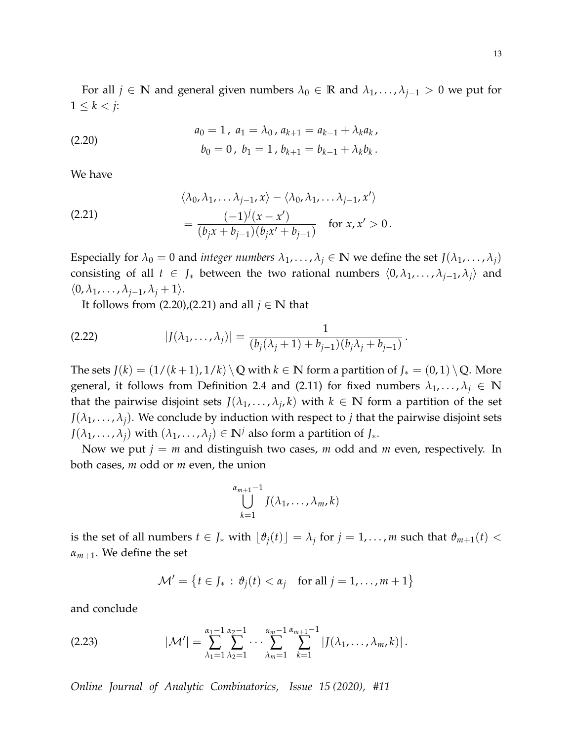For all $j \in \mathbb{N}$ and general given numbers $\lambda_0 \in \mathbb{R}$ and $\lambda_1, \ldots, \lambda_{j-1} > 0$ we put for $1 \leq k < j$:

$$
\begin{aligned}
&a_0 = 1\,,\ a_1 = \lambda_0\,,\ a_{k+1} = a_{k-1} + \lambda_k a_k\,,\\
&b_0 = 0\,,\ b_1 = 1\,,\ b_{k+1} = b_{k-1} + \lambda_k b_k\,.
\end{aligned}
\tag{2.20}
$$

We have

$$
\begin{aligned}
&\langle \lambda_0, \lambda_1, \ldots \lambda_{j-1}, x\rangle - \langle \lambda_0, \lambda_1, \ldots \lambda_{j-1}, x'\rangle \\
&= \frac{(-1)^j (x - x')}{(b_j x + b_{j-1})(b_j x' + b_{j-1})} \quad \text{for } x, x' > 0\,.
\end{aligned}
\tag{2.21}
$$

Especially for $\lambda_0 = 0$ and *integer numbers* $\lambda_1, \ldots, \lambda_j \in \mathbb{N}$ we define the set $J(\lambda_1, \ldots, \lambda_j)$ consisting of all $t \in J_*$ between the two rational numbers $\langle 0, \lambda_1, \ldots, \lambda_{j-1}, \lambda_j\rangle$ and $\langle 0, \lambda_1, \ldots, \lambda_{j-1}, \lambda_j + 1\rangle$.

It follows from (2.20),(2.21) and all $j \in \mathbb{N}$ that

$$
|J(\lambda_1, \ldots, \lambda_j)| = \frac{1}{(b_j(\lambda_j + 1) + b_{j-1})(b_j \lambda_j + b_{j-1})}\,.
\tag{2.22}
$$

The sets $J(k) = (1/(k+1), 1/k) \setminus \mathbb{Q}$ with $k \in \mathbb{N}$ form a partition of $J_* = (0,1) \setminus \mathbb{Q}$. More general, it follows from Definition 2.4 and (2.11) for fixed numbers $\lambda_1, \ldots, \lambda_j \in \mathbb{N}$ that the pairwise disjoint sets $J(\lambda_1, \ldots, \lambda_j, k)$ with $k \in \mathbb{N}$ form a partition of the set $J(\lambda_1, \ldots, \lambda_j)$. We conclude by induction with respect to $j$ that the pairwise disjoint sets $J(\lambda_1, \ldots, \lambda_j)$ with $(\lambda_1, \ldots, \lambda_j) \in \mathbb{N}^j$ also form a partition of $J_*$.

Now we put $j = m$ and distinguish two cases, $m$ odd and $m$ even, respectively. In both cases, $m$ odd or $m$ even, the union

$$
\bigcup_{k=1}^{\alpha_{m+1}-1} J(\lambda_1, \ldots, \lambda_m, k)
$$

is the set of all numbers $t \in J_*$ with $\lfloor \vartheta_j(t) \rfloor = \lambda_j$ for $j = 1, \ldots, m$ such that $\vartheta_{m+1}(t) < \alpha_{m+1}$. We define the set

$$
\mathcal{M}' = \left\{ t \in J_* \,:\, \vartheta_j(t) < \alpha_j \quad \text{for all } j = 1, \ldots, m+1 \right\}
$$

and conclude

$$
|\mathcal{M}'| = \sum_{\lambda_1=1}^{\alpha_1-1} \sum_{\lambda_2=1}^{\alpha_2-1} \cdots \sum_{\lambda_m=1}^{\alpha_m-1} \sum_{k=1}^{\alpha_{m+1}-1} |J(\lambda_1, \ldots, \lambda_m, k)|\,.
\tag{2.23}
$$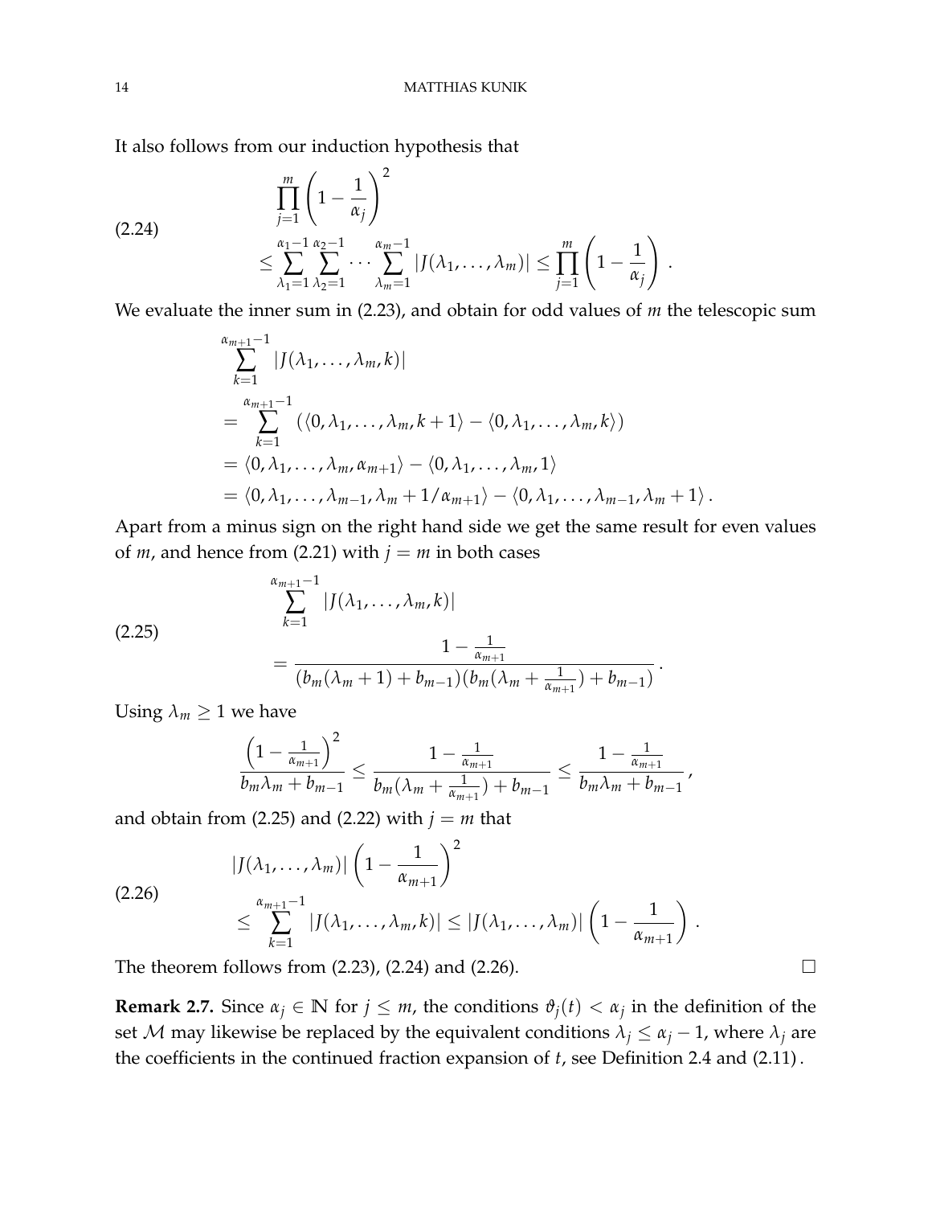It also follows from our induction hypothesis that

$$
\begin{aligned}
&\prod_{j=1}^{m}\left(1-\frac{1}{\alpha_j}\right)^2 \\
&\leq \sum_{\lambda_1=1}^{\alpha_1-1}\sum_{\lambda_2=1}^{\alpha_2-1}\cdots\sum_{\lambda_m=1}^{\alpha_m-1}|J(\lambda_1,\ldots,\lambda_m)| \leq \prod_{j=1}^{m}\left(1-\frac{1}{\alpha_j}\right).
\end{aligned}
\tag{2.24}
$$

We evaluate the inner sum in (2.23), and obtain for odd values of $m$ the telescopic sum

$$
\begin{aligned}
&\sum_{k=1}^{\alpha_{m+1}-1}|J(\lambda_1,\ldots,\lambda_m,k)| \\
&= \sum_{k=1}^{\alpha_{m+1}-1}\left(\langle 0,\lambda_1,\ldots,\lambda_m,k+1\rangle - \langle 0,\lambda_1,\ldots,\lambda_m,k\rangle\right) \\
&= \langle 0,\lambda_1,\ldots,\lambda_m,\alpha_{m+1}\rangle - \langle 0,\lambda_1,\ldots,\lambda_m,1\rangle \\
&= \langle 0,\lambda_1,\ldots,\lambda_{m-1},\lambda_m+1/\alpha_{m+1}\rangle - \langle 0,\lambda_1,\ldots,\lambda_{m-1},\lambda_m+1\rangle .
\end{aligned}
$$

Apart from a minus sign on the right hand side we get the same result for even values of $m$, and hence from (2.21) with $j=m$ in both cases

$$
\begin{aligned}
&\sum_{k=1}^{\alpha_{m+1}-1}|J(\lambda_1,\ldots,\lambda_m,k)| \\
&= \frac{1-\frac{1}{\alpha_{m+1}}}{(b_m(\lambda_m+1)+b_{m-1})(b_m(\lambda_m+\frac{1}{\alpha_{m+1}})+b_{m-1})}.
\end{aligned}
\tag{2.25}
$$

Using $\lambda_m \geq 1$ we have

$$
\frac{\left(1-\frac{1}{\alpha_{m+1}}\right)^2}{b_m\lambda_m+b_{m-1}} \leq \frac{1-\frac{1}{\alpha_{m+1}}}{b_m(\lambda_m+\frac{1}{\alpha_{m+1}})+b_{m-1}} \leq \frac{1-\frac{1}{\alpha_{m+1}}}{b_m\lambda_m+b_{m-1}},
$$

and obtain from (2.25) and (2.22) with $j=m$ that

$$
\begin{aligned}
&|J(\lambda_1,\ldots,\lambda_m)|\left(1-\frac{1}{\alpha_{m+1}}\right)^2 \\
&\leq \sum_{k=1}^{\alpha_{m+1}-1}|J(\lambda_1,\ldots,\lambda_m,k)| \leq |J(\lambda_1,\ldots,\lambda_m)|\left(1-\frac{1}{\alpha_{m+1}}\right).
\end{aligned}
\tag{2.26}
$$

The theorem follows from (2.23), (2.24) and (2.26). $\square$

**Remark 2.7.** Since $\alpha_j \in \mathbb{N}$ for $j \leq m$, the conditions $\vartheta_j(t) < \alpha_j$ in the definition of the set $\mathcal{M}$ may likewise be replaced by the equivalent conditions $\lambda_j \leq \alpha_j - 1$, where $\lambda_j$ are the coefficients in the continued fraction expansion of $t$, see Definition 2.4 and (2.11).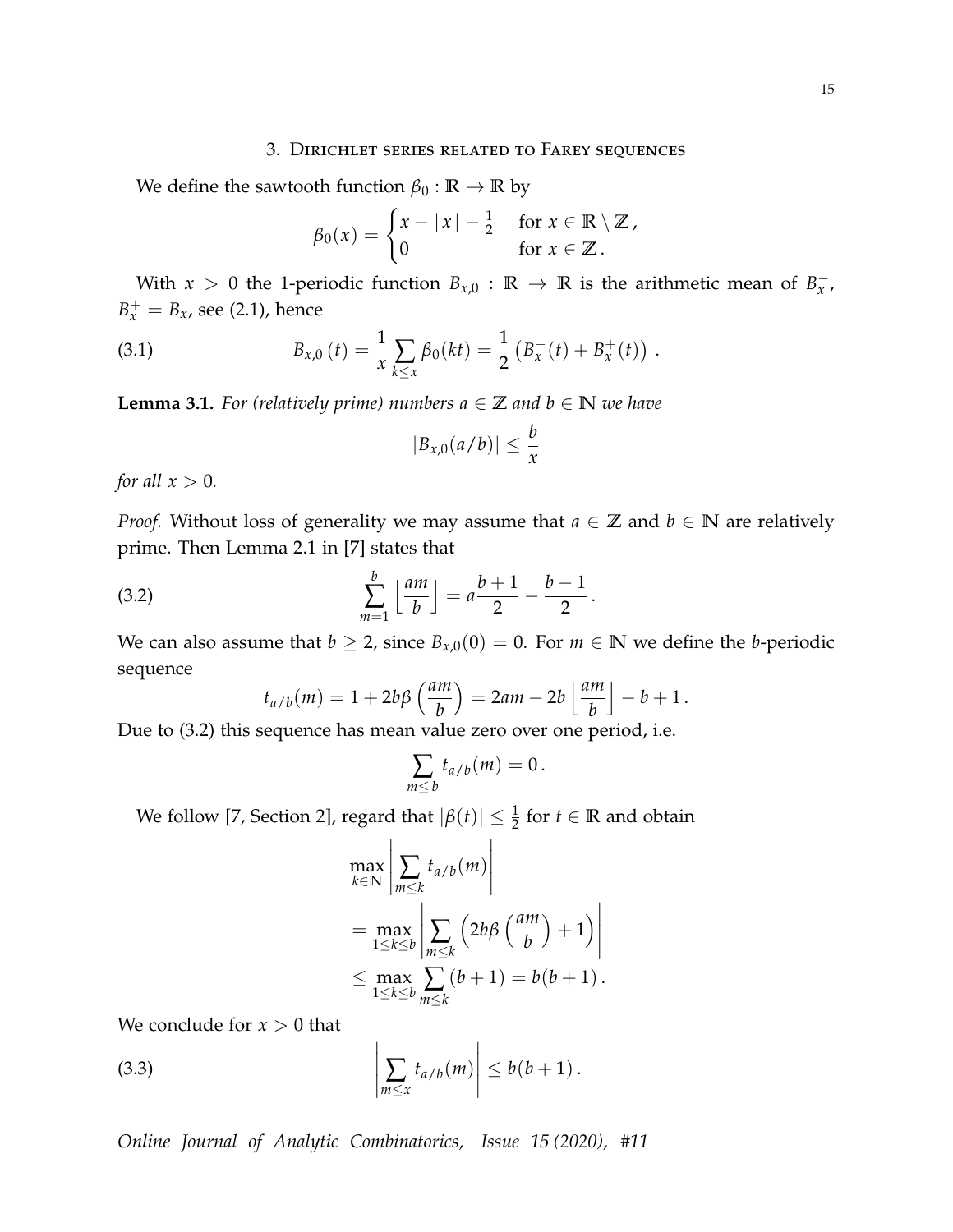## 3. Dirichlet series related to Farey sequences

We define the sawtooth function $\beta_0 : \mathbb{R} \to \mathbb{R}$ by

$$\beta_0(x) = \begin{cases} x - \lfloor x \rfloor - \frac{1}{2} & \text{for } x \in \mathbb{R} \setminus \mathbb{Z}\,, \\ 0 & \text{for } x \in \mathbb{Z}\,. \end{cases}$$

With $x > 0$ the 1-periodic function $B_{x,0} : \mathbb{R} \to \mathbb{R}$ is the arithmetic mean of $B_x^-$, $B_x^+ = B_x$, see (2.1), hence

$$B_{x,0}(t) = \frac{1}{x} \sum_{k \le x} \beta_0(kt) = \frac{1}{2}\left(B_x^-(t) + B_x^+(t)\right)\,. \tag{3.1}$$

**Lemma 3.1.** *For (relatively prime) numbers $a \in \mathbb{Z}$ and $b \in \mathbb{N}$ we have*

$$|B_{x,0}(a/b)| \le \frac{b}{x}$$

*for all $x > 0$.*

*Proof.* Without loss of generality we may assume that $a \in \mathbb{Z}$ and $b \in \mathbb{N}$ are relatively prime. Then Lemma 2.1 in [7] states that

$$\sum_{m=1}^{b} \left\lfloor \frac{am}{b} \right\rfloor = a\frac{b+1}{2} - \frac{b-1}{2}\,. \tag{3.2}$$

We can also assume that $b \ge 2$, since $B_{x,0}(0) = 0$. For $m \in \mathbb{N}$ we define the $b$-periodic sequence

$$t_{a/b}(m) = 1 + 2b\beta\left(\frac{am}{b}\right) = 2am - 2b\left\lfloor \frac{am}{b} \right\rfloor - b + 1\,.$$

Due to (3.2) this sequence has mean value zero over one period, i.e.

$$\sum_{m \le b} t_{a/b}(m) = 0\,.$$

We follow [7, Section 2], regard that $|\beta(t)| \le \frac{1}{2}$ for $t \in \mathbb{R}$ and obtain

$$\begin{aligned} &\max_{k \in \mathbb{N}} \left| \sum_{m \le k} t_{a/b}(m) \right| \\ &= \max_{1 \le k \le b} \left| \sum_{m \le k} \left(2b\beta\left(\frac{am}{b}\right) + 1\right) \right| \\ &\le \max_{1 \le k \le b} \sum_{m \le k} (b+1) = b(b+1)\,. \end{aligned}$$

We conclude for $x > 0$ that

$$\left| \sum_{m \le x} t_{a/b}(m) \right| \le b(b+1)\,. \tag{3.3}$$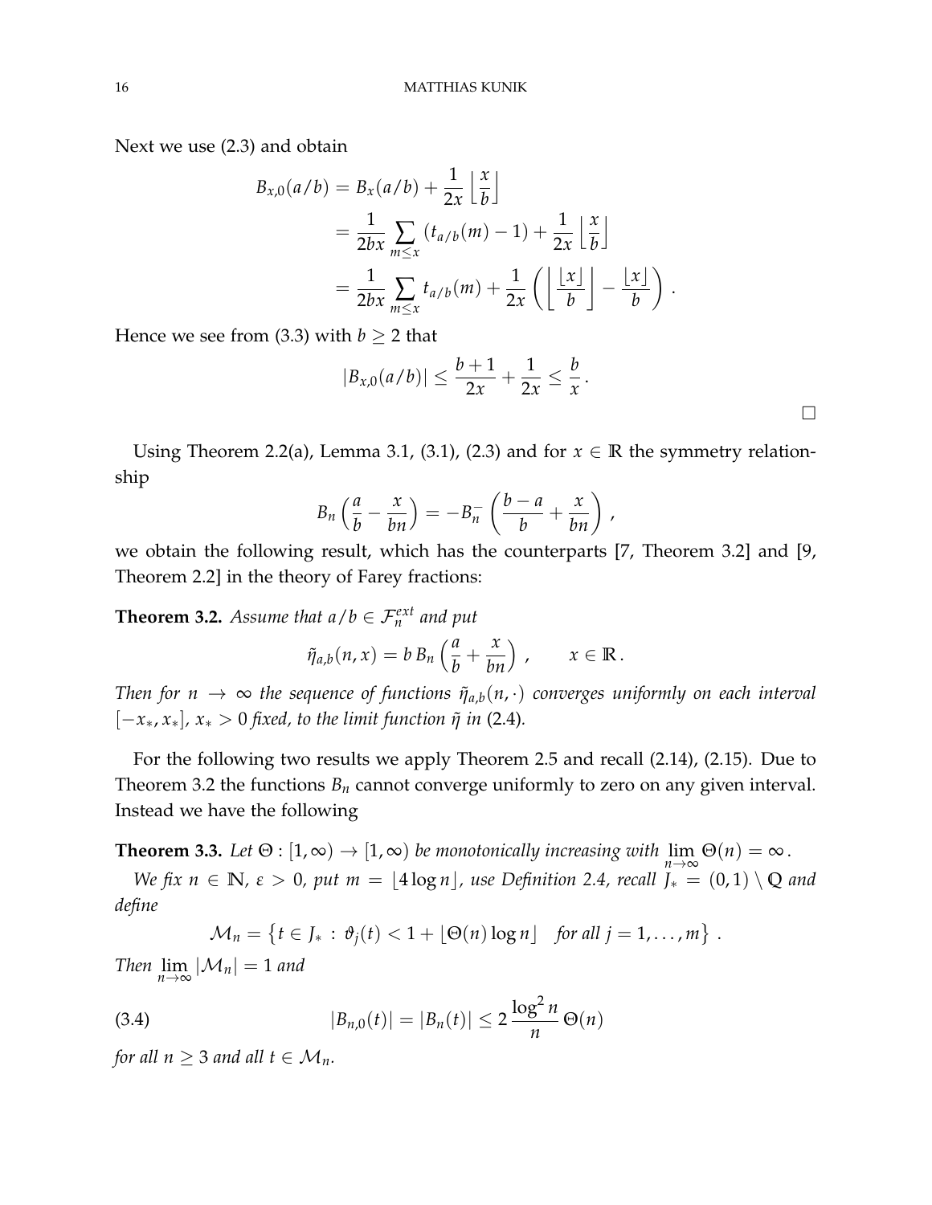Next we use (2.3) and obtain

$$
\begin{aligned}
B_{x,0}(a/b) &= B_x(a/b) + \frac{1}{2x}\left\lfloor \frac{x}{b} \right\rfloor \\
&= \frac{1}{2bx}\sum_{m\le x}\left(t_{a/b}(m)-1\right) + \frac{1}{2x}\left\lfloor \frac{x}{b} \right\rfloor \\
&= \frac{1}{2bx}\sum_{m\le x} t_{a/b}(m) + \frac{1}{2x}\left(\left\lfloor \frac{\lfloor x\rfloor}{b} \right\rfloor - \frac{\lfloor x\rfloor}{b}\right).
\end{aligned}
$$

Hence we see from (3.3) with $b \ge 2$ that

$$
|B_{x,0}(a/b)| \le \frac{b+1}{2x} + \frac{1}{2x} \le \frac{b}{x}\,.
$$

□

Using Theorem 2.2(a), Lemma 3.1, (3.1), (2.3) and for $x \in \mathbb{R}$ the symmetry relationship

$$
B_n\left(\frac{a}{b} - \frac{x}{bn}\right) = -B_n^-\left(\frac{b-a}{b} + \frac{x}{bn}\right),
$$

we obtain the following result, which has the counterparts [7, Theorem 3.2] and [9, Theorem 2.2] in the theory of Farey fractions:

**Theorem 3.2.** *Assume that $a/b \in \mathcal{F}_n^{ext}$ and put*

$$
\tilde{\eta}_{a,b}(n,x) = b\, B_n\left(\frac{a}{b} + \frac{x}{bn}\right), \qquad x \in \mathbb{R}\,.
$$

*Then for $n \to \infty$ the sequence of functions $\tilde{\eta}_{a,b}(n,\cdot)$ converges uniformly on each interval $[-x_*, x_*]$, $x_* > 0$ fixed, to the limit function $\tilde{\eta}$ in* (2.4)*.*

For the following two results we apply Theorem 2.5 and recall (2.14), (2.15). Due to Theorem 3.2 the functions $B_n$ cannot converge uniformly to zero on any given interval. Instead we have the following

**Theorem 3.3.** *Let $\Theta : [1,\infty) \to [1,\infty)$ be monotonically increasing with $\lim\limits_{n\to\infty}\Theta(n) = \infty$.*

*We fix $n \in \mathbb{N}$, $\varepsilon > 0$, put $m = \lfloor 4\log n\rfloor$, use Definition 2.4, recall $J_* = (0,1)\setminus\mathbb{Q}$ and define*

$$
\mathcal{M}_n = \left\{ t \in J_* \,:\, \vartheta_j(t) < 1 + \lfloor \Theta(n)\log n \rfloor \quad \text{for all } j = 1,\ldots,m \right\}.
$$

*Then $\lim\limits_{n\to\infty}|\mathcal{M}_n| = 1$ and*

$$
|B_{n,0}(t)| = |B_n(t)| \le 2\,\frac{\log^2 n}{n}\,\Theta(n) \tag{3.4}
$$

*for all $n \ge 3$ and all $t \in \mathcal{M}_n$.*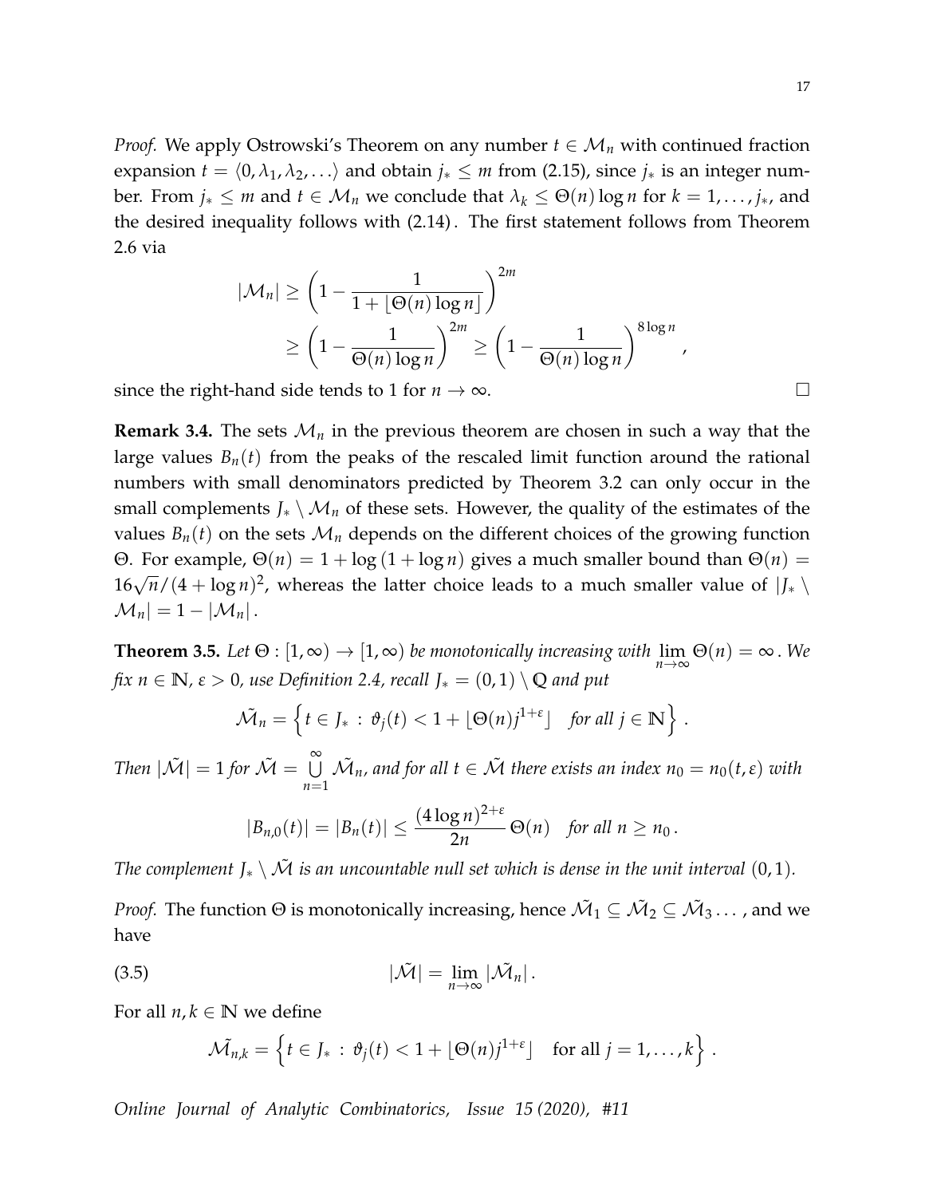*Proof.* We apply Ostrowski's Theorem on any number $t \in \mathcal{M}_n$ with continued fraction expansion $t = \langle 0, \lambda_1, \lambda_2, \ldots \rangle$ and obtain $j_* \leq m$ from (2.15), since $j_*$ is an integer number. From $j_* \leq m$ and $t \in \mathcal{M}_n$ we conclude that $\lambda_k \leq \Theta(n) \log n$ for $k = 1, \ldots, j_*$, and the desired inequality follows with (2.14). The first statement follows from Theorem 2.6 via

$$
\begin{aligned}
|\mathcal{M}_n| &\geq \left(1 - \frac{1}{1 + \lfloor \Theta(n) \log n \rfloor}\right)^{2m} \\
&\geq \left(1 - \frac{1}{\Theta(n) \log n}\right)^{2m} \geq \left(1 - \frac{1}{\Theta(n) \log n}\right)^{8 \log n},
\end{aligned}
$$

since the right-hand side tends to 1 for $n \to \infty$. □

**Remark 3.4.** The sets $\mathcal{M}_n$ in the previous theorem are chosen in such a way that the large values $B_n(t)$ from the peaks of the rescaled limit function around the rational numbers with small denominators predicted by Theorem 3.2 can only occur in the small complements $J_* \setminus \mathcal{M}_n$ of these sets. However, the quality of the estimates of the values $B_n(t)$ on the sets $\mathcal{M}_n$ depends on the different choices of the growing function $\Theta$. For example, $\Theta(n) = 1 + \log(1 + \log n)$ gives a much smaller bound than $\Theta(n) = 16\sqrt{n}/(4 + \log n)^2$, whereas the latter choice leads to a much smaller value of $|J_* \setminus \mathcal{M}_n| = 1 - |\mathcal{M}_n|$.

**Theorem 3.5.** *Let $\Theta : [1, \infty) \to [1, \infty)$ be monotonically increasing with $\lim_{n\to\infty} \Theta(n) = \infty$. We fix $n \in \mathbb{N}$, $\varepsilon > 0$, use Definition 2.4, recall $J_* = (0,1) \setminus \mathbb{Q}$ and put*

$$
\tilde{\mathcal{M}}_n = \left\{ t \in J_* \, : \, \vartheta_j(t) < 1 + \lfloor \Theta(n) j^{1+\varepsilon} \rfloor \quad \text{for all } j \in \mathbb{N} \right\}.
$$

*Then $|\tilde{\mathcal{M}}| = 1$ for $\tilde{\mathcal{M}} = \bigcup_{n=1}^{\infty} \tilde{\mathcal{M}}_n$, and for all $t \in \tilde{\mathcal{M}}$ there exists an index $n_0 = n_0(t, \varepsilon)$ with*

$$
|B_{n,0}(t)| = |B_n(t)| \leq \frac{(4 \log n)^{2+\varepsilon}}{2n} \Theta(n) \quad \text{for all } n \geq n_0.
$$

*The complement $J_* \setminus \tilde{\mathcal{M}}$ is an uncountable null set which is dense in the unit interval $(0,1)$.*

*Proof.* The function $\Theta$ is monotonically increasing, hence $\tilde{\mathcal{M}}_1 \subseteq \tilde{\mathcal{M}}_2 \subseteq \tilde{\mathcal{M}}_3 \ldots$, and we have

$$
|\tilde{\mathcal{M}}| = \lim_{n\to\infty} |\tilde{\mathcal{M}}_n|. \tag{3.5}
$$

For all $n, k \in \mathbb{N}$ we define

$$
\tilde{\mathcal{M}}_{n,k} = \left\{ t \in J_* \, : \, \vartheta_j(t) < 1 + \lfloor \Theta(n) j^{1+\varepsilon} \rfloor \quad \text{for all } j = 1, \ldots, k \right\}.
$$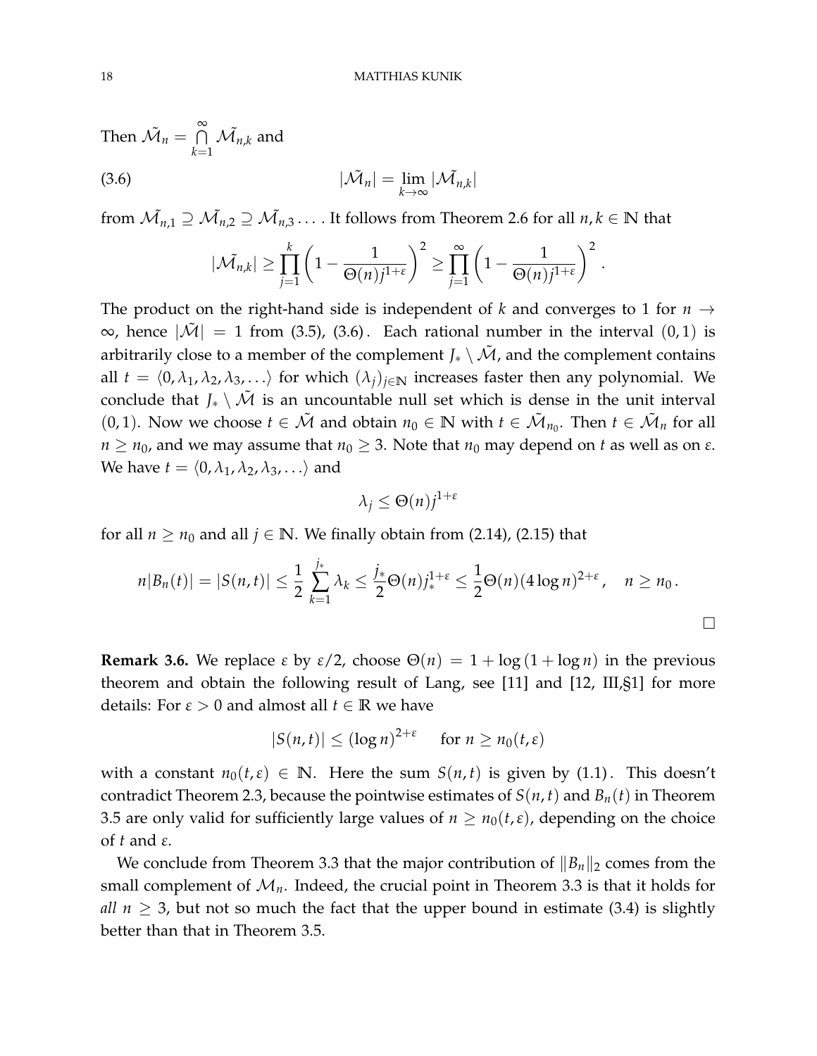Then $\tilde{\mathcal{M}}_n = \bigcap_{k=1}^{\infty} \tilde{\mathcal{M}}_{n,k}$ and

$$|\tilde{\mathcal{M}}_n| = \lim_{k\to\infty} |\tilde{\mathcal{M}}_{n,k}| \tag{3.6}$$

from $\tilde{\mathcal{M}}_{n,1} \supseteq \tilde{\mathcal{M}}_{n,2} \supseteq \tilde{\mathcal{M}}_{n,3} \dots$. It follows from Theorem 2.6 for all $n, k \in \mathbb{N}$ that

$$|\tilde{\mathcal{M}}_{n,k}| \geq \prod_{j=1}^{k} \left(1 - \frac{1}{\Theta(n) j^{1+\varepsilon}}\right)^2 \geq \prod_{j=1}^{\infty} \left(1 - \frac{1}{\Theta(n) j^{1+\varepsilon}}\right)^2 .$$

The product on the right-hand side is independent of $k$ and converges to 1 for $n \to \infty$, hence $|\tilde{\mathcal{M}}| = 1$ from (3.5), (3.6). Each rational number in the interval $(0,1)$ is arbitrarily close to a member of the complement $J_* \setminus \tilde{\mathcal{M}}$, and the complement contains all $t = \langle 0, \lambda_1, \lambda_2, \lambda_3, \dots \rangle$ for which $(\lambda_j)_{j\in\mathbb{N}}$ increases faster then any polynomial. We conclude that $J_* \setminus \tilde{\mathcal{M}}$ is an uncountable null set which is dense in the unit interval $(0,1)$. Now we choose $t \in \tilde{\mathcal{M}}$ and obtain $n_0 \in \mathbb{N}$ with $t \in \tilde{\mathcal{M}}_{n_0}$. Then $t \in \tilde{\mathcal{M}}_n$ for all $n \geq n_0$, and we may assume that $n_0 \geq 3$. Note that $n_0$ may depend on $t$ as well as on $\varepsilon$. We have $t = \langle 0, \lambda_1, \lambda_2, \lambda_3, \dots \rangle$ and

$$\lambda_j \leq \Theta(n) j^{1+\varepsilon}$$

for all $n \geq n_0$ and all $j \in \mathbb{N}$. We finally obtain from (2.14), (2.15) that

$$n|B_n(t)| = |S(n,t)| \leq \frac{1}{2} \sum_{k=1}^{j_*} \lambda_k \leq \frac{j_*}{2} \Theta(n) j_*^{1+\varepsilon} \leq \frac{1}{2} \Theta(n) (4 \log n)^{2+\varepsilon}, \quad n \geq n_0 .$$

□

**Remark 3.6.** We replace $\varepsilon$ by $\varepsilon/2$, choose $\Theta(n) = 1 + \log(1 + \log n)$ in the previous theorem and obtain the following result of Lang, see [11] and [12, III,§1] for more details: For $\varepsilon > 0$ and almost all $t \in \mathbb{R}$ we have

$$|S(n,t)| \leq (\log n)^{2+\varepsilon} \quad \text{ for } n \geq n_0(t, \varepsilon)$$

with a constant $n_0(t, \varepsilon) \in \mathbb{N}$. Here the sum $S(n,t)$ is given by (1.1). This doesn't contradict Theorem 2.3, because the pointwise estimates of $S(n,t)$ and $B_n(t)$ in Theorem 3.5 are only valid for sufficiently large values of $n \geq n_0(t, \varepsilon)$, depending on the choice of $t$ and $\varepsilon$.

We conclude from Theorem 3.3 that the major contribution of $\|B_n\|_2$ comes from the small complement of $\mathcal{M}_n$. Indeed, the crucial point in Theorem 3.3 is that it holds for *all* $n \geq 3$, but not so much the fact that the upper bound in estimate (3.4) is slightly better than that in Theorem 3.5.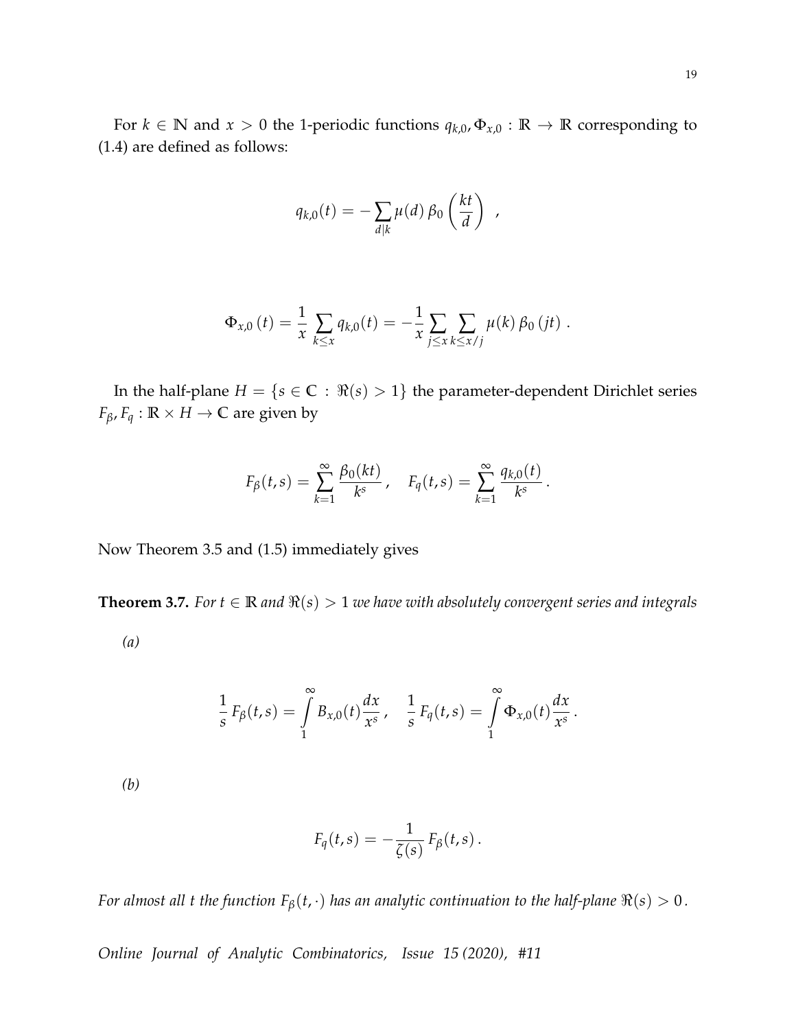For $k \in \mathbb{N}$ and $x > 0$ the 1-periodic functions $q_{k,0}, \Phi_{x,0} : \mathbb{R} \to \mathbb{R}$ corresponding to (1.4) are defined as follows:

$$q_{k,0}(t) = -\sum_{d|k} \mu(d)\, \beta_0\left(\frac{kt}{d}\right) \;,$$

$$\Phi_{x,0}\,(t) = \frac{1}{x} \sum_{k \le x} q_{k,0}(t) = -\frac{1}{x} \sum_{j \le x} \sum_{k \le x/j} \mu(k)\, \beta_0\,(jt)\;.$$

In the half-plane $H = \{s \in \mathbb{C} : \Re(s) > 1\}$ the parameter-dependent Dirichlet series $F_\beta, F_q : \mathbb{R} \times H \to \mathbb{C}$ are given by

$$F_\beta(t,s) = \sum_{k=1}^{\infty} \frac{\beta_0(kt)}{k^s}\,, \quad F_q(t,s) = \sum_{k=1}^{\infty} \frac{q_{k,0}(t)}{k^s}\,.$$

Now Theorem 3.5 and (1.5) immediately gives

**Theorem 3.7.** *For $t \in \mathbb{R}$ and $\Re(s) > 1$ we have with absolutely convergent series and integrals*

*(a)*

$$\frac{1}{s}\, F_\beta(t,s) = \int_1^\infty B_{x,0}(t) \frac{dx}{x^s}\,, \quad \frac{1}{s}\, F_q(t,s) = \int_1^\infty \Phi_{x,0}(t) \frac{dx}{x^s}\,.$$

*(b)*

$$F_q(t,s) = -\frac{1}{\zeta(s)}\, F_\beta(t,s)\,.$$

*For almost all $t$ the function $F_\beta(t,\cdot)$ has an analytic continuation to the half-plane $\Re(s) > 0$.*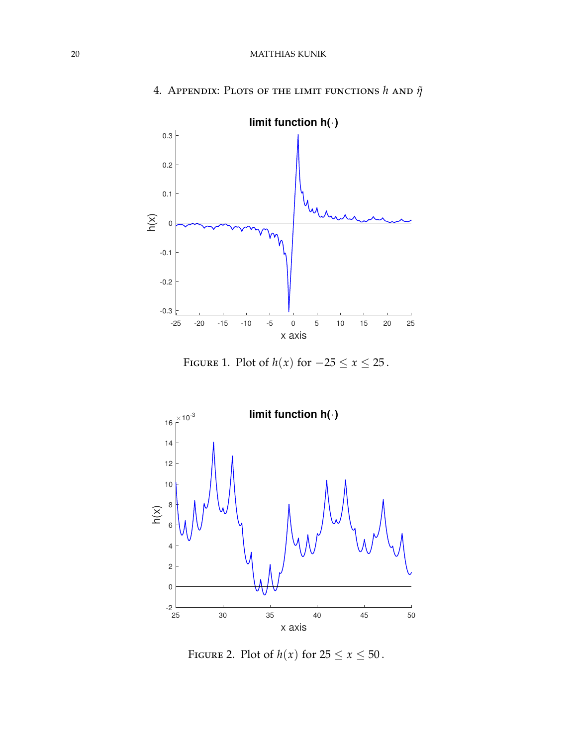## 4. Appendix: Plots of the limit functions $h$ and $\tilde{\eta}$

Figure 1. Plot of $h(x)$ for $-25 \leq x \leq 25$.

Figure 2. Plot of $h(x)$ for $25 \leq x \leq 50$.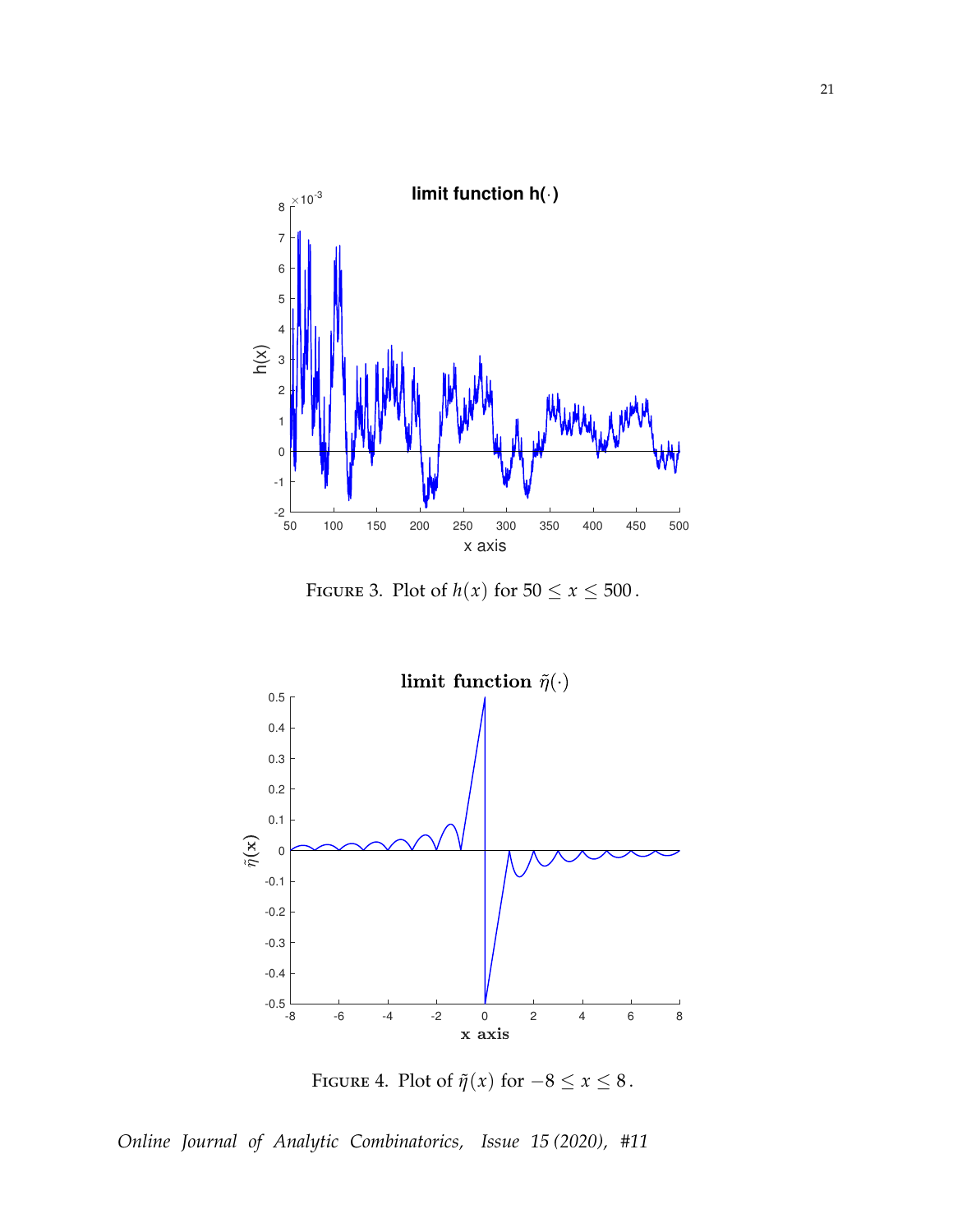FIGURE 3. Plot of $h(x)$ for $50 \leq x \leq 500$.

FIGURE 4. Plot of $\tilde{\eta}(x)$ for $-8 \leq x \leq 8$.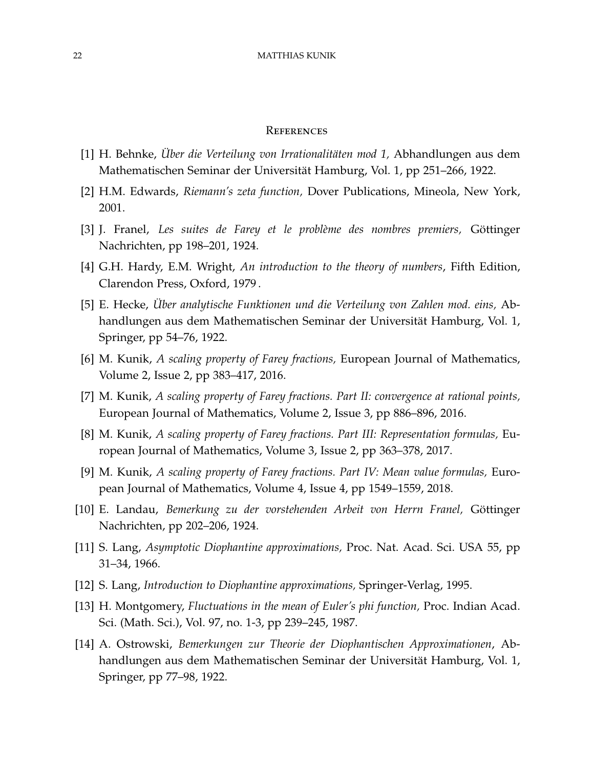## References

[1] H. Behnke, *Über die Verteilung von Irrationalitäten mod 1,* Abhandlungen aus dem Mathematischen Seminar der Universität Hamburg, Vol. 1, pp 251–266, 1922.

[2] H.M. Edwards, *Riemann's zeta function,* Dover Publications, Mineola, New York, 2001.

[3] J. Franel, *Les suites de Farey et le problème des nombres premiers,* Göttinger Nachrichten, pp 198–201, 1924.

[4] G.H. Hardy, E.M. Wright, *An introduction to the theory of numbers*, Fifth Edition, Clarendon Press, Oxford, 1979 .

[5] E. Hecke, *Über analytische Funktionen und die Verteilung von Zahlen mod. eins,* Abhandlungen aus dem Mathematischen Seminar der Universität Hamburg, Vol. 1, Springer, pp 54–76, 1922.

[6] M. Kunik, *A scaling property of Farey fractions,* European Journal of Mathematics, Volume 2, Issue 2, pp 383–417, 2016.

[7] M. Kunik, *A scaling property of Farey fractions. Part II: convergence at rational points,* European Journal of Mathematics, Volume 2, Issue 3, pp 886–896, 2016.

[8] M. Kunik, *A scaling property of Farey fractions. Part III: Representation formulas,* European Journal of Mathematics, Volume 3, Issue 2, pp 363–378, 2017.

[9] M. Kunik, *A scaling property of Farey fractions. Part IV: Mean value formulas,* European Journal of Mathematics, Volume 4, Issue 4, pp 1549–1559, 2018.

[10] E. Landau, *Bemerkung zu der vorstehenden Arbeit von Herrn Franel,* Göttinger Nachrichten, pp 202–206, 1924.

[11] S. Lang, *Asymptotic Diophantine approximations,* Proc. Nat. Acad. Sci. USA 55, pp 31–34, 1966.

[12] S. Lang, *Introduction to Diophantine approximations,* Springer-Verlag, 1995.

[13] H. Montgomery, *Fluctuations in the mean of Euler's phi function,* Proc. Indian Acad. Sci. (Math. Sci.), Vol. 97, no. 1-3, pp 239–245, 1987.

[14] A. Ostrowski, *Bemerkungen zur Theorie der Diophantischen Approximationen*, Abhandlungen aus dem Mathematischen Seminar der Universität Hamburg, Vol. 1, Springer, pp 77–98, 1922.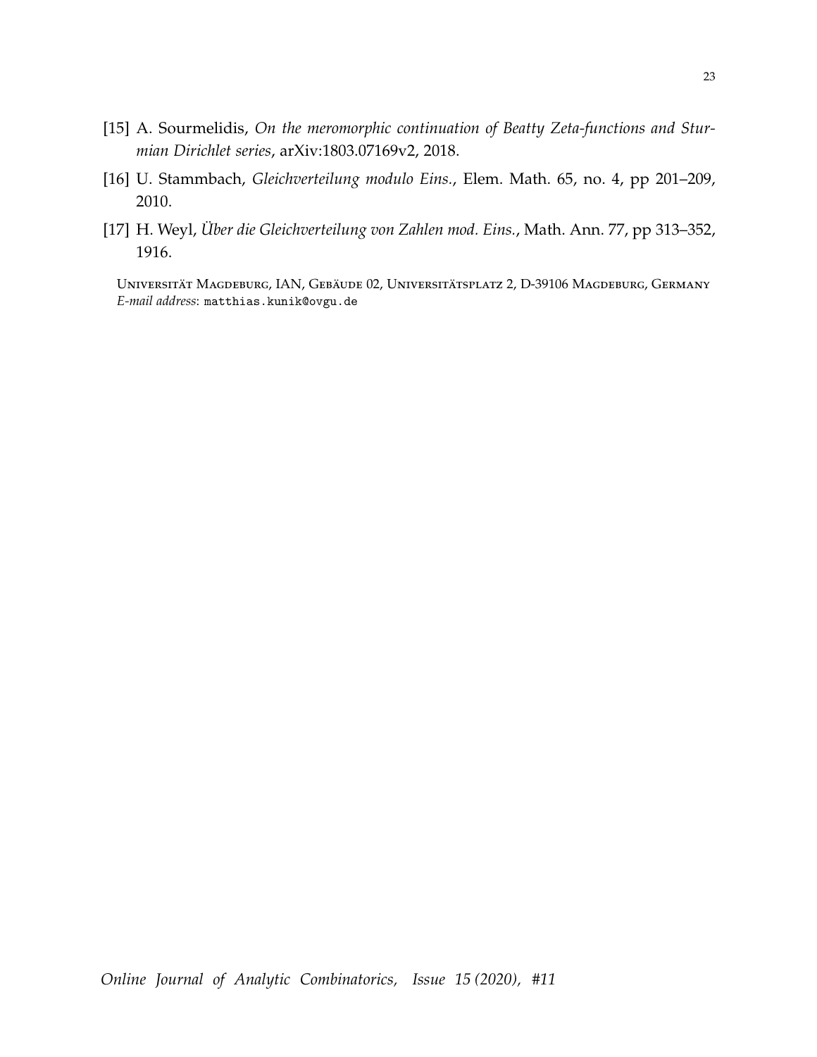[15] A. Sourmelidis, *On the meromorphic continuation of Beatty Zeta-functions and Sturmian Dirichlet series*, arXiv:1803.07169v2, 2018.

[16] U. Stammbach, *Gleichverteilung modulo Eins.*, Elem. Math. 65, no. 4, pp 201–209, 2010.

[17] H. Weyl, *Über die Gleichverteilung von Zahlen mod. Eins.*, Math. Ann. 77, pp 313–352, 1916.

Universität Magdeburg, IAN, Gebäude 02, Universitätsplatz 2, D-39106 Magdeburg, Germany
*E-mail address*: `matthias.kunik@ovgu.de`